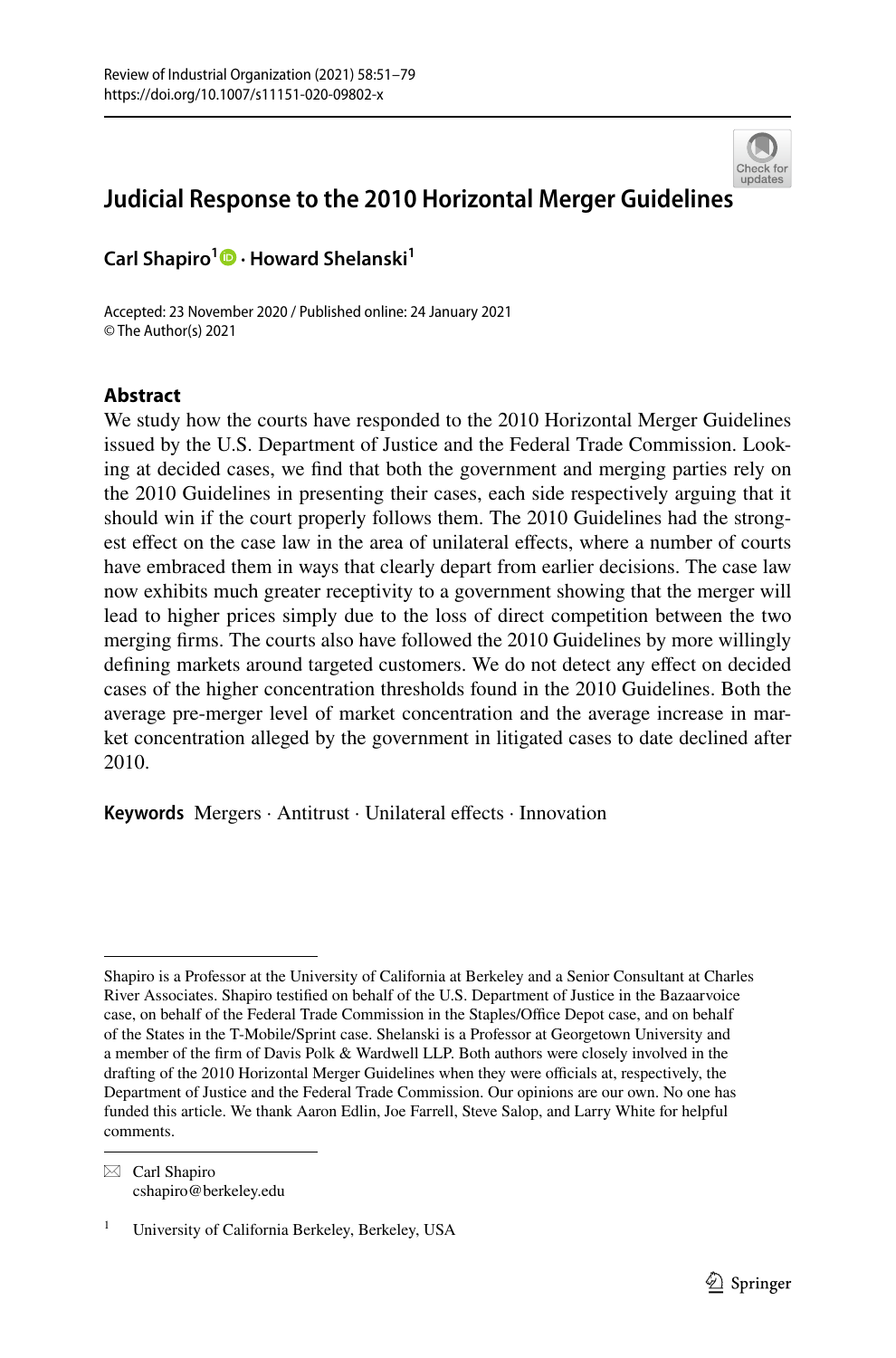# Judicial Response to the 2010 Horizontal Merger Guidelines

**Carl Shapiro**[1] · **Howard Shelanski**[1]

Accepted: 23 November 2020 / Published online: 24 January 2021
© The Author(s) 2021

## Abstract

We study how the courts have responded to the 2010 Horizontal Merger Guidelines issued by the U.S. Department of Justice and the Federal Trade Commission. Looking at decided cases, we find that both the government and merging parties rely on the 2010 Guidelines in presenting their cases, each side respectively arguing that it should win if the court properly follows them. The 2010 Guidelines had the strongest effect on the case law in the area of unilateral effects, where a number of courts have embraced them in ways that clearly depart from earlier decisions. The case law now exhibits much greater receptivity to a government showing that the merger will lead to higher prices simply due to the loss of direct competition between the two merging firms. The courts also have followed the 2010 Guidelines by more willingly defining markets around targeted customers. We do not detect any effect on decided cases of the higher concentration thresholds found in the 2010 Guidelines. Both the average pre-merger level of market concentration and the average increase in market concentration alleged by the government in litigated cases to date declined after 2010.

**Keywords** Mergers · Antitrust · Unilateral effects · Innovation

---

Shapiro is a Professor at the University of California at Berkeley and a Senior Consultant at Charles River Associates. Shapiro testified on behalf of the U.S. Department of Justice in the Bazaarvoice case, on behalf of the Federal Trade Commission in the Staples/Office Depot case, and on behalf of the States in the T-Mobile/Sprint case. Shelanski is a Professor at Georgetown University and a member of the firm of Davis Polk & Wardwell LLP. Both authors were closely involved in the drafting of the 2010 Horizontal Merger Guidelines when they were officials at, respectively, the Department of Justice and the Federal Trade Commission. Our opinions are our own. No one has funded this article. We thank Aaron Edlin, Joe Farrell, Steve Salop, and Larry White for helpful comments.

---

✉ Carl Shapiro
cshapiro@berkeley.edu

[1] University of California Berkeley, Berkeley, USA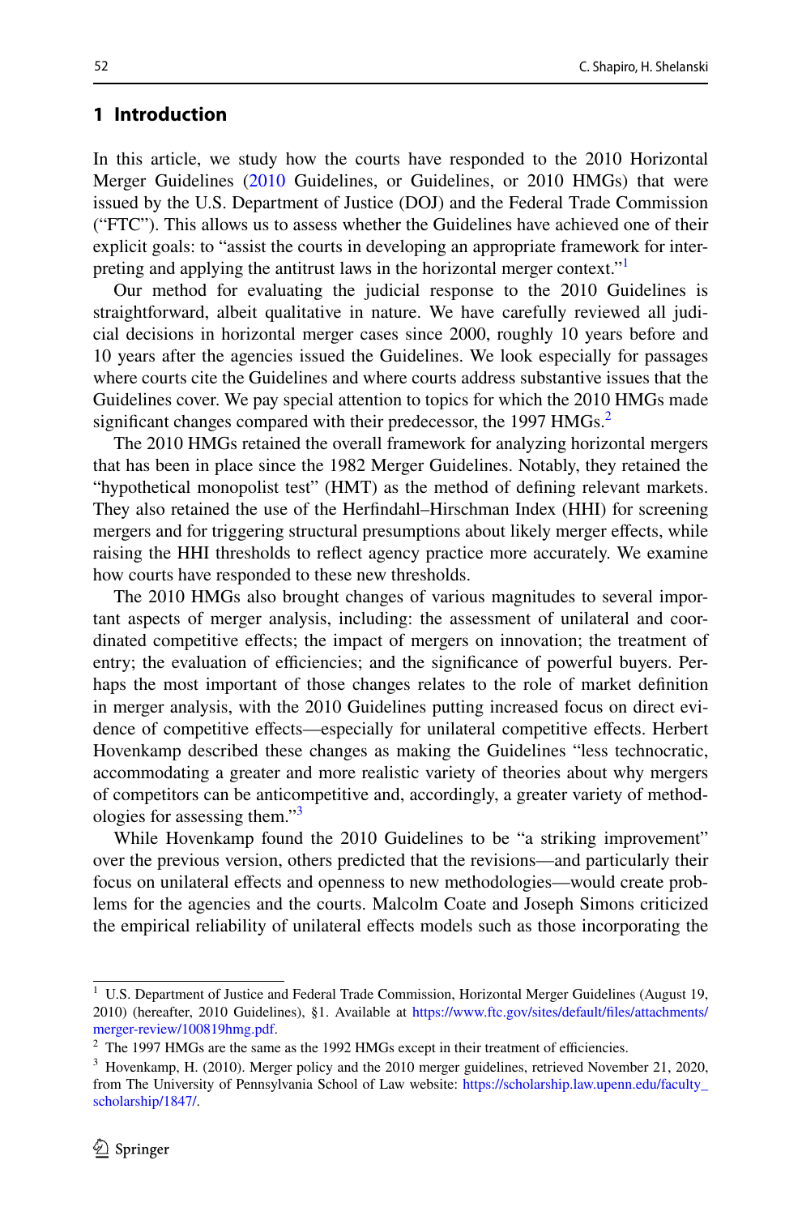## 1 Introduction

In this article, we study how the courts have responded to the 2010 Horizontal Merger Guidelines (2010 Guidelines, or Guidelines, or 2010 HMGs) that were issued by the U.S. Department of Justice (DOJ) and the Federal Trade Commission ("FTC"). This allows us to assess whether the Guidelines have achieved one of their explicit goals: to "assist the courts in developing an appropriate framework for interpreting and applying the antitrust laws in the horizontal merger context."[1]

Our method for evaluating the judicial response to the 2010 Guidelines is straightforward, albeit qualitative in nature. We have carefully reviewed all judicial decisions in horizontal merger cases since 2000, roughly 10 years before and 10 years after the agencies issued the Guidelines. We look especially for passages where courts cite the Guidelines and where courts address substantive issues that the Guidelines cover. We pay special attention to topics for which the 2010 HMGs made significant changes compared with their predecessor, the 1997 HMGs.[2]

The 2010 HMGs retained the overall framework for analyzing horizontal mergers that has been in place since the 1982 Merger Guidelines. Notably, they retained the "hypothetical monopolist test" (HMT) as the method of defining relevant markets. They also retained the use of the Herfindahl–Hirschman Index (HHI) for screening mergers and for triggering structural presumptions about likely merger effects, while raising the HHI thresholds to reflect agency practice more accurately. We examine how courts have responded to these new thresholds.

The 2010 HMGs also brought changes of various magnitudes to several important aspects of merger analysis, including: the assessment of unilateral and coordinated competitive effects; the impact of mergers on innovation; the treatment of entry; the evaluation of efficiencies; and the significance of powerful buyers. Perhaps the most important of those changes relates to the role of market definition in merger analysis, with the 2010 Guidelines putting increased focus on direct evidence of competitive effects—especially for unilateral competitive effects. Herbert Hovenkamp described these changes as making the Guidelines "less technocratic, accommodating a greater and more realistic variety of theories about why mergers of competitors can be anticompetitive and, accordingly, a greater variety of methodologies for assessing them."[3]

While Hovenkamp found the 2010 Guidelines to be "a striking improvement" over the previous version, others predicted that the revisions—and particularly their focus on unilateral effects and openness to new methodologies—would create problems for the agencies and the courts. Malcolm Coate and Joseph Simons criticized the empirical reliability of unilateral effects models such as those incorporating the

---

[1] U.S. Department of Justice and Federal Trade Commission, Horizontal Merger Guidelines (August 19, 2010) (hereafter, 2010 Guidelines), §1. Available at https://www.ftc.gov/sites/default/files/attachments/merger-review/100819hmg.pdf.

[2] The 1997 HMGs are the same as the 1992 HMGs except in their treatment of efficiencies.

[3] Hovenkamp, H. (2010). Merger policy and the 2010 merger guidelines, retrieved November 21, 2020, from The University of Pennsylvania School of Law website: https://scholarship.law.upenn.edu/faculty_scholarship/1847/.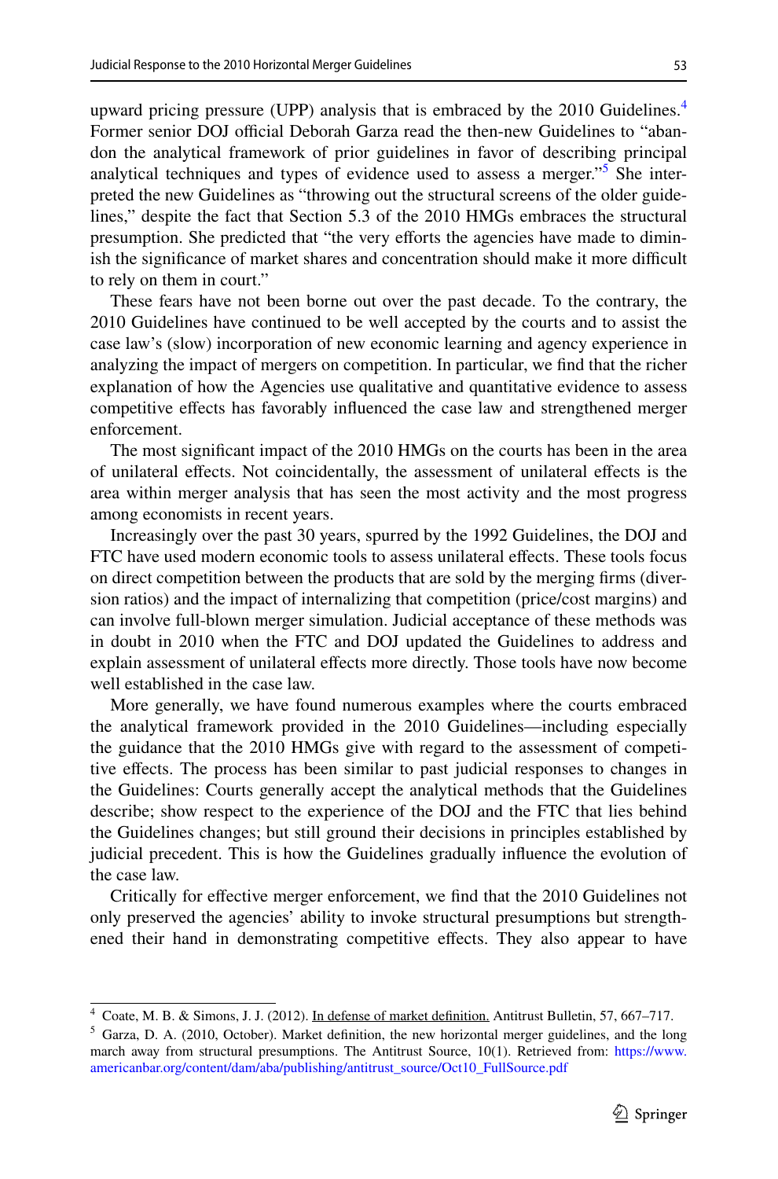upward pricing pressure (UPP) analysis that is embraced by the 2010 Guidelines.[4] Former senior DOJ official Deborah Garza read the then-new Guidelines to "abandon the analytical framework of prior guidelines in favor of describing principal analytical techniques and types of evidence used to assess a merger."[5] She interpreted the new Guidelines as "throwing out the structural screens of the older guidelines," despite the fact that Section 5.3 of the 2010 HMGs embraces the structural presumption. She predicted that "the very efforts the agencies have made to diminish the significance of market shares and concentration should make it more difficult to rely on them in court."

These fears have not been borne out over the past decade. To the contrary, the 2010 Guidelines have continued to be well accepted by the courts and to assist the case law's (slow) incorporation of new economic learning and agency experience in analyzing the impact of mergers on competition. In particular, we find that the richer explanation of how the Agencies use qualitative and quantitative evidence to assess competitive effects has favorably influenced the case law and strengthened merger enforcement.

The most significant impact of the 2010 HMGs on the courts has been in the area of unilateral effects. Not coincidentally, the assessment of unilateral effects is the area within merger analysis that has seen the most activity and the most progress among economists in recent years.

Increasingly over the past 30 years, spurred by the 1992 Guidelines, the DOJ and FTC have used modern economic tools to assess unilateral effects. These tools focus on direct competition between the products that are sold by the merging firms (diversion ratios) and the impact of internalizing that competition (price/cost margins) and can involve full-blown merger simulation. Judicial acceptance of these methods was in doubt in 2010 when the FTC and DOJ updated the Guidelines to address and explain assessment of unilateral effects more directly. Those tools have now become well established in the case law.

More generally, we have found numerous examples where the courts embraced the analytical framework provided in the 2010 Guidelines—including especially the guidance that the 2010 HMGs give with regard to the assessment of competitive effects. The process has been similar to past judicial responses to changes in the Guidelines: Courts generally accept the analytical methods that the Guidelines describe; show respect to the experience of the DOJ and the FTC that lies behind the Guidelines changes; but still ground their decisions in principles established by judicial precedent. This is how the Guidelines gradually influence the evolution of the case law.

Critically for effective merger enforcement, we find that the 2010 Guidelines not only preserved the agencies' ability to invoke structural presumptions but strengthened their hand in demonstrating competitive effects. They also appear to have

---

[4] Coate, M. B. & Simons, J. J. (2012). In defense of market definition. Antitrust Bulletin, 57, 667–717.

[5] Garza, D. A. (2010, October). Market definition, the new horizontal merger guidelines, and the long march away from structural presumptions. The Antitrust Source, 10(1). Retrieved from: https://www.americanbar.org/content/dam/aba/publishing/antitrust_source/Oct10_FullSource.pdf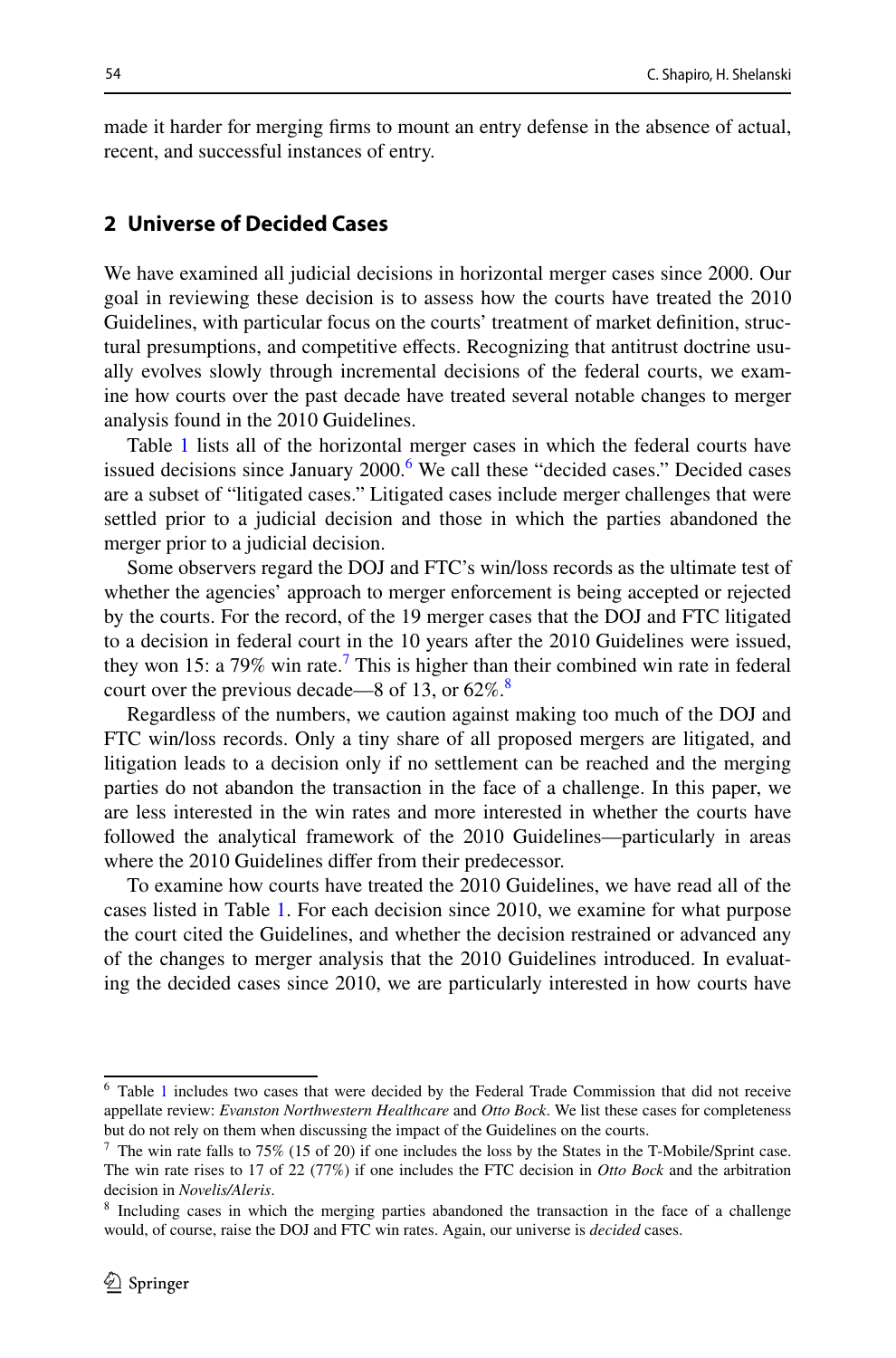made it harder for merging firms to mount an entry defense in the absence of actual, recent, and successful instances of entry.

## 2 Universe of Decided Cases

We have examined all judicial decisions in horizontal merger cases since 2000. Our goal in reviewing these decision is to assess how the courts have treated the 2010 Guidelines, with particular focus on the courts' treatment of market definition, structural presumptions, and competitive effects. Recognizing that antitrust doctrine usually evolves slowly through incremental decisions of the federal courts, we examine how courts over the past decade have treated several notable changes to merger analysis found in the 2010 Guidelines.

Table 1 lists all of the horizontal merger cases in which the federal courts have issued decisions since January 2000.[6] We call these "decided cases." Decided cases are a subset of "litigated cases." Litigated cases include merger challenges that were settled prior to a judicial decision and those in which the parties abandoned the merger prior to a judicial decision.

Some observers regard the DOJ and FTC's win/loss records as the ultimate test of whether the agencies' approach to merger enforcement is being accepted or rejected by the courts. For the record, of the 19 merger cases that the DOJ and FTC litigated to a decision in federal court in the 10 years after the 2010 Guidelines were issued, they won 15: a 79% win rate.[7] This is higher than their combined win rate in federal court over the previous decade—8 of 13, or 62%.[8]

Regardless of the numbers, we caution against making too much of the DOJ and FTC win/loss records. Only a tiny share of all proposed mergers are litigated, and litigation leads to a decision only if no settlement can be reached and the merging parties do not abandon the transaction in the face of a challenge. In this paper, we are less interested in the win rates and more interested in whether the courts have followed the analytical framework of the 2010 Guidelines—particularly in areas where the 2010 Guidelines differ from their predecessor.

To examine how courts have treated the 2010 Guidelines, we have read all of the cases listed in Table 1. For each decision since 2010, we examine for what purpose the court cited the Guidelines, and whether the decision restrained or advanced any of the changes to merger analysis that the 2010 Guidelines introduced. In evaluating the decided cases since 2010, we are particularly interested in how courts have

[6] Table 1 includes two cases that were decided by the Federal Trade Commission that did not receive appellate review: *Evanston Northwestern Healthcare* and *Otto Bock*. We list these cases for completeness but do not rely on them when discussing the impact of the Guidelines on the courts.

[7] The win rate falls to 75% (15 of 20) if one includes the loss by the States in the T-Mobile/Sprint case. The win rate rises to 17 of 22 (77%) if one includes the FTC decision in *Otto Bock* and the arbitration decision in *Novelis/Aleris*.

[8] Including cases in which the merging parties abandoned the transaction in the face of a challenge would, of course, raise the DOJ and FTC win rates. Again, our universe is *decided* cases.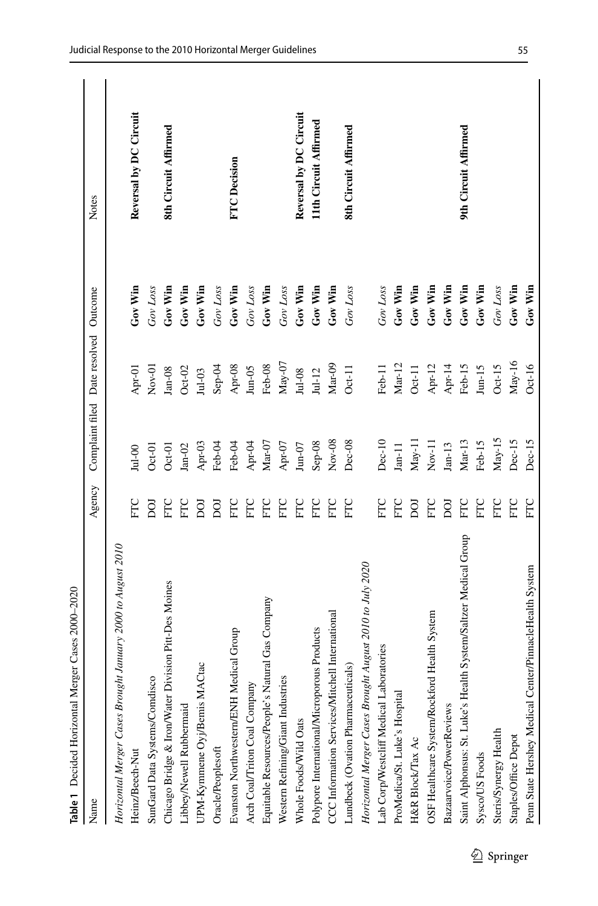**Table 1** Decided Horizontal Merger Cases 2000–2020

| Name | Agency | Complaint filed | Date resolved | Outcome | Notes |
|---|---|---|---|---|---|
| *Horizontal Merger Cases Brought January 2000 to August 2010* | | | | | |
| Heinz/Beech-Nut | FTC | Jul-00 | Apr-01 | **Gov Win** | **Reversal by DC Circuit** |
| SunGard Data Systems/Comdisco | DOJ | Oct-01 | Nov-01 | *Gov Loss* | |
| Chicago Bridge & Iron/Water Division Pitt-Des Moines | FTC | Oct-01 | Jan-08 | **Gov Win** | **8th Circuit Affirmed** |
| Libbey/Newell Rubbermaid | FTC | Jan-02 | Oct-02 | **Gov Win** | |
| UPM-Kymmene Oyj/Bemis MACtac | DOJ | Apr-03 | Jul-03 | **Gov Win** | |
| Oracle/Peoplesoft | DOJ | Feb-04 | Sep-04 | *Gov Loss* | |
| Evanston Northwestern/ENH Medical Group | FTC | Feb-04 | Apr-08 | **Gov Win** | **FTC Decision** |
| Arch Coal/Triton Coal Company | FTC | Apr-04 | Jun-05 | *Gov Loss* | |
| Equitable Resources/People's Natural Gas Company | FTC | Mar-07 | Feb-08 | **Gov Win** | |
| Western Refining/Giant Industries | FTC | Apr-07 | May-07 | *Gov Loss* | |
| Whole Foods/Wild Oats | FTC | Jun-07 | Jul-08 | **Gov Win** | **Reversal by DC Circuit** |
| Polypore International/Microporous Products | FTC | Sep-08 | Jul-12 | **Gov Win** | **11th Circuit Affirmed** |
| CCC Information Services/Mitchell International | FTC | Nov-08 | Mar-09 | **Gov Win** | |
| Lundbeck (Ovation Pharmaceuticals) | FTC | Dec-08 | Oct-11 | *Gov Loss* | **8th Circuit Affirmed** |
| *Horizontal Merger Cases Brought August 2010 to July 2020* | | | | | |
| Lab Corp/Westcliff Medical Laboratories | FTC | Dec-10 | Feb-11 | *Gov Loss* | |
| ProMedica/St. Luke's Hospital | FTC | Jan-11 | Mar-12 | **Gov Win** | |
| H&R Block/Tax Ac | DOJ | May-11 | Oct-11 | **Gov Win** | |
| OSF Healthcare System/Rockford Health System | FTC | Nov-11 | Apr-12 | **Gov Win** | |
| Bazaarvoice/PowerReviews | DOJ | Jan-13 | Apr-14 | **Gov Win** | |
| Saint Alphonsus: St. Luke's Health System/Saltzer Medical Group | FTC | Mar-13 | Feb-15 | **Gov Win** | **9th Circuit Affirmed** |
| Sysco/US Foods | FTC | Feb-15 | Jun-15 | **Gov Win** | |
| Steris/Synergy Health | FTC | May-15 | Oct-15 | *Gov Loss* | |
| Staples/Office Depot | FTC | Dec-15 | May-16 | **Gov Win** | |
| Penn State Hershey Medical Center/PinnacleHealth System | FTC | Dec-15 | Oct-16 | **Gov Win** | |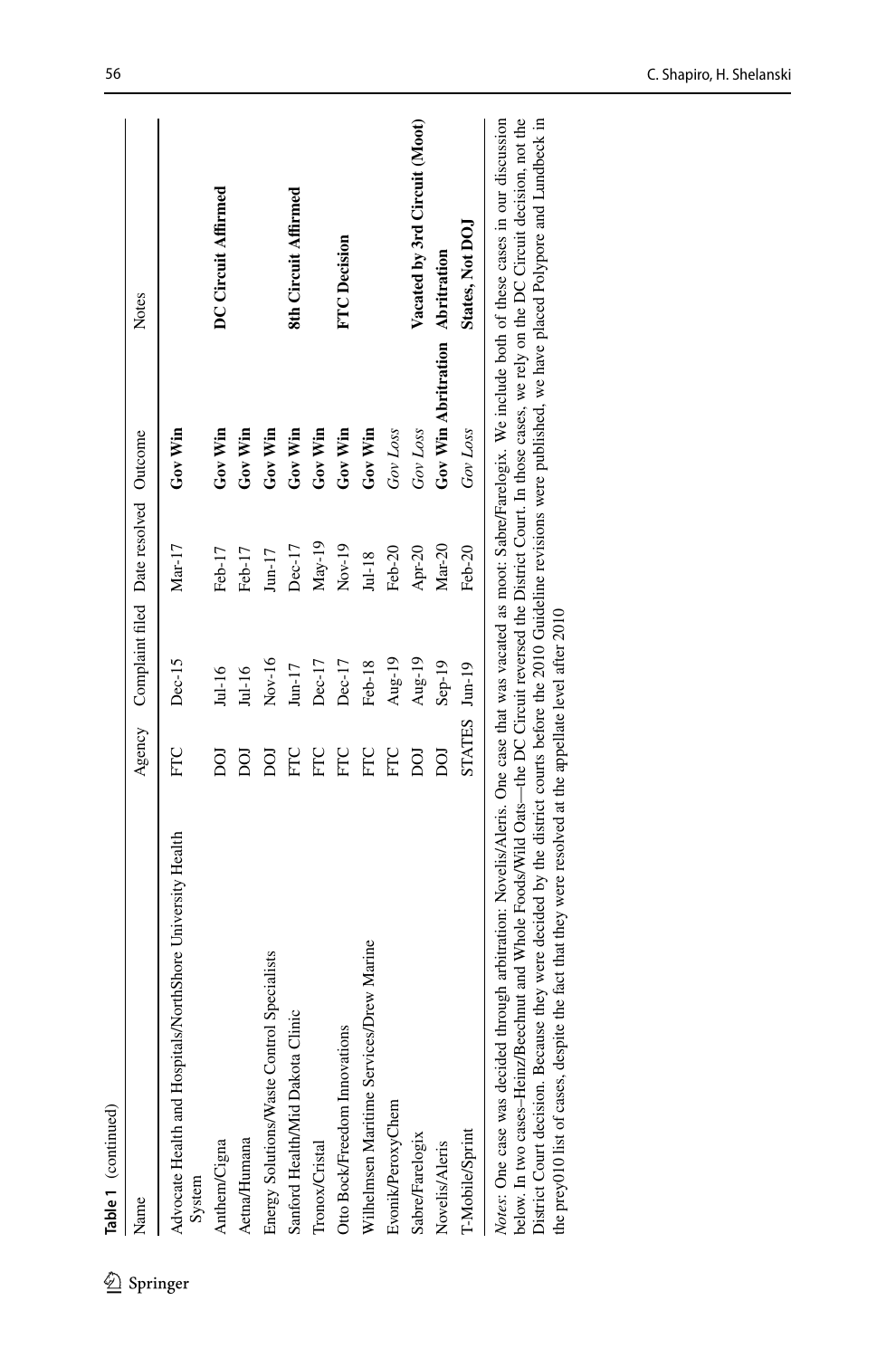**Table 1** (continued)

| Name | Agency | Complaint filed | Date resolved | Outcome | Notes |
|---|---|---|---|---|---|
| Advocate Health and Hospitals/NorthShore University Health System | FTC | Dec-15 | Mar-17 | **Gov Win** | |
| Anthem/Cigna | DOJ | Jul-16 | Feb-17 | **Gov Win** | **DC Circuit Affirmed** |
| Aetna/Humana | DOJ | Jul-16 | Feb-17 | **Gov Win** | |
| Energy Solutions/Waste Control Specialists | DOJ | Nov-16 | Jun-17 | **Gov Win** | |
| Sanford Health/Mid Dakota Clinic | FTC | Jun-17 | Dec-17 | **Gov Win** | **8th Circuit Affirmed** |
| Tronox/Cristal | FTC | Dec-17 | May-19 | **Gov Win** | |
| Otto Bock/Freedom Innovations | FTC | Dec-17 | Nov-19 | **Gov Win** | **FTC Decision** |
| Wilhelmsen Maritime Services/Drew Marine | FTC | Feb-18 | Jul-18 | **Gov Win** | |
| Evonik/PeroxyChem | FTC | Aug-19 | Feb-20 | *Gov Loss* | |
| Sabre/Farelogix | DOJ | Aug-19 | Apr-20 | *Gov Loss* | **Vacated by 3rd Circuit (Moot)** |
| Novelis/Aleris | DOJ | Sep-19 | Mar-20 | **Gov Win Abritration** | **Abritration** |
| T-Mobile/Sprint | STATES | Jun-19 | Feb-20 | *Gov Loss* | **States, Not DOJ** |

*Notes*: One case was decided through arbitration: Novelis/Aleris. One case that was vacated as moot: Sabre/Farelogix. We include both of these cases in our discussion below. In two cases–Heinz/Beechnut and Whole Foods/Wild Oats—the DC Circuit reversed the District Court. In those cases, we rely on the DC Circuit decision, not the District Court decision. Because they were decided by the district courts before the 2010 Guideline revisions were published, we have placed Polypore and Lundbeck in the prey010 list of cases, despite the fact that they were resolved at the appellate level after 2010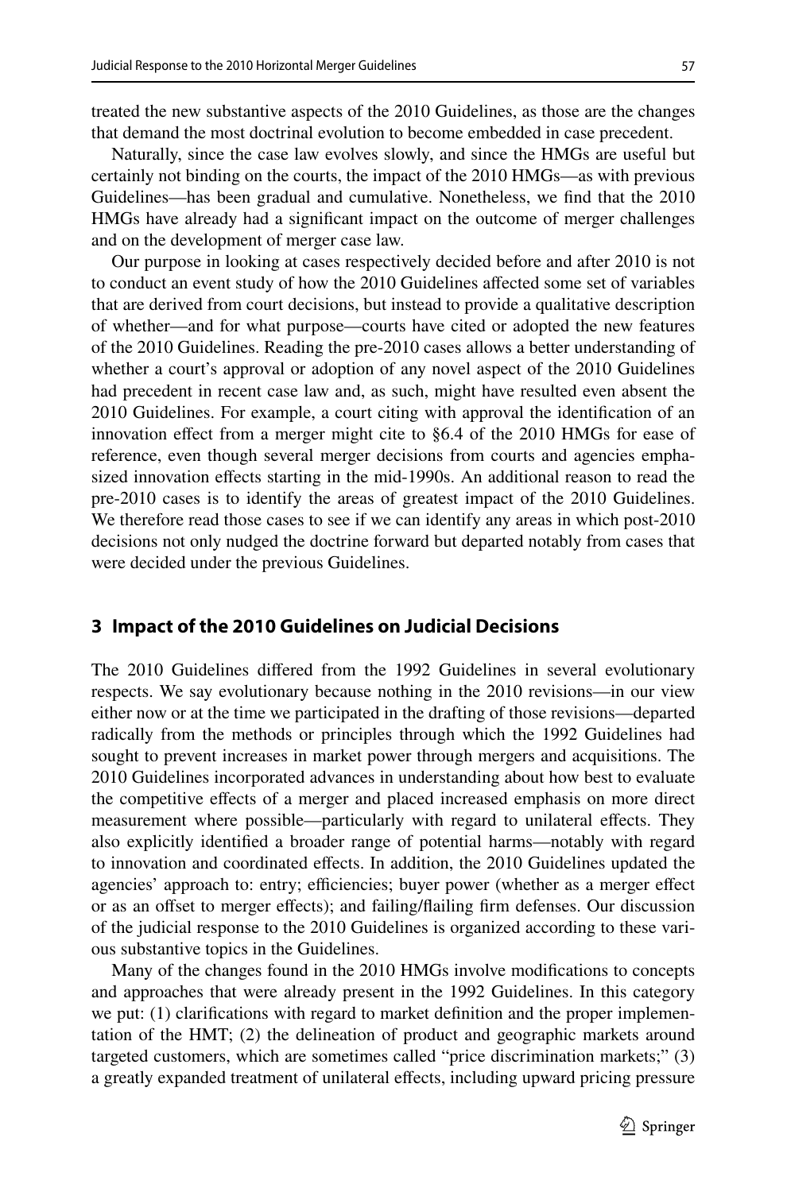treated the new substantive aspects of the 2010 Guidelines, as those are the changes that demand the most doctrinal evolution to become embedded in case precedent.

Naturally, since the case law evolves slowly, and since the HMGs are useful but certainly not binding on the courts, the impact of the 2010 HMGs—as with previous Guidelines—has been gradual and cumulative. Nonetheless, we find that the 2010 HMGs have already had a significant impact on the outcome of merger challenges and on the development of merger case law.

Our purpose in looking at cases respectively decided before and after 2010 is not to conduct an event study of how the 2010 Guidelines affected some set of variables that are derived from court decisions, but instead to provide a qualitative description of whether—and for what purpose—courts have cited or adopted the new features of the 2010 Guidelines. Reading the pre-2010 cases allows a better understanding of whether a court's approval or adoption of any novel aspect of the 2010 Guidelines had precedent in recent case law and, as such, might have resulted even absent the 2010 Guidelines. For example, a court citing with approval the identification of an innovation effect from a merger might cite to §6.4 of the 2010 HMGs for ease of reference, even though several merger decisions from courts and agencies emphasized innovation effects starting in the mid-1990s. An additional reason to read the pre-2010 cases is to identify the areas of greatest impact of the 2010 Guidelines. We therefore read those cases to see if we can identify any areas in which post-2010 decisions not only nudged the doctrine forward but departed notably from cases that were decided under the previous Guidelines.

## 3 Impact of the 2010 Guidelines on Judicial Decisions

The 2010 Guidelines differed from the 1992 Guidelines in several evolutionary respects. We say evolutionary because nothing in the 2010 revisions—in our view either now or at the time we participated in the drafting of those revisions—departed radically from the methods or principles through which the 1992 Guidelines had sought to prevent increases in market power through mergers and acquisitions. The 2010 Guidelines incorporated advances in understanding about how best to evaluate the competitive effects of a merger and placed increased emphasis on more direct measurement where possible—particularly with regard to unilateral effects. They also explicitly identified a broader range of potential harms—notably with regard to innovation and coordinated effects. In addition, the 2010 Guidelines updated the agencies' approach to: entry; efficiencies; buyer power (whether as a merger effect or as an offset to merger effects); and failing/flailing firm defenses. Our discussion of the judicial response to the 2010 Guidelines is organized according to these various substantive topics in the Guidelines.

Many of the changes found in the 2010 HMGs involve modifications to concepts and approaches that were already present in the 1992 Guidelines. In this category we put: (1) clarifications with regard to market definition and the proper implementation of the HMT; (2) the delineation of product and geographic markets around targeted customers, which are sometimes called "price discrimination markets;" (3) a greatly expanded treatment of unilateral effects, including upward pricing pressure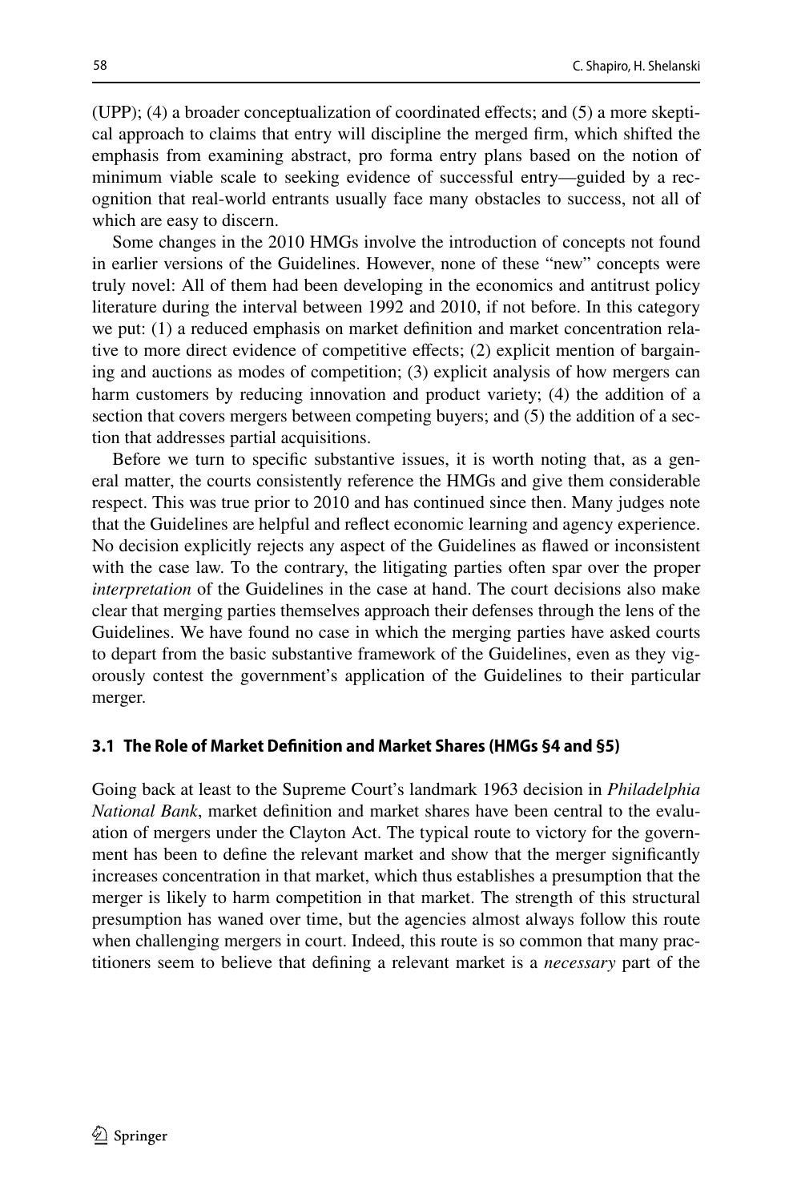(UPP); (4) a broader conceptualization of coordinated effects; and (5) a more skeptical approach to claims that entry will discipline the merged firm, which shifted the emphasis from examining abstract, pro forma entry plans based on the notion of minimum viable scale to seeking evidence of successful entry—guided by a recognition that real-world entrants usually face many obstacles to success, not all of which are easy to discern.

Some changes in the 2010 HMGs involve the introduction of concepts not found in earlier versions of the Guidelines. However, none of these "new" concepts were truly novel: All of them had been developing in the economics and antitrust policy literature during the interval between 1992 and 2010, if not before. In this category we put: (1) a reduced emphasis on market definition and market concentration relative to more direct evidence of competitive effects; (2) explicit mention of bargaining and auctions as modes of competition; (3) explicit analysis of how mergers can harm customers by reducing innovation and product variety; (4) the addition of a section that covers mergers between competing buyers; and (5) the addition of a section that addresses partial acquisitions.

Before we turn to specific substantive issues, it is worth noting that, as a general matter, the courts consistently reference the HMGs and give them considerable respect. This was true prior to 2010 and has continued since then. Many judges note that the Guidelines are helpful and reflect economic learning and agency experience. No decision explicitly rejects any aspect of the Guidelines as flawed or inconsistent with the case law. To the contrary, the litigating parties often spar over the proper *interpretation* of the Guidelines in the case at hand. The court decisions also make clear that merging parties themselves approach their defenses through the lens of the Guidelines. We have found no case in which the merging parties have asked courts to depart from the basic substantive framework of the Guidelines, even as they vigorously contest the government's application of the Guidelines to their particular merger.

### 3.1 The Role of Market Definition and Market Shares (HMGs §4 and §5)

Going back at least to the Supreme Court's landmark 1963 decision in *Philadelphia National Bank*, market definition and market shares have been central to the evaluation of mergers under the Clayton Act. The typical route to victory for the government has been to define the relevant market and show that the merger significantly increases concentration in that market, which thus establishes a presumption that the merger is likely to harm competition in that market. The strength of this structural presumption has waned over time, but the agencies almost always follow this route when challenging mergers in court. Indeed, this route is so common that many practitioners seem to believe that defining a relevant market is a *necessary* part of the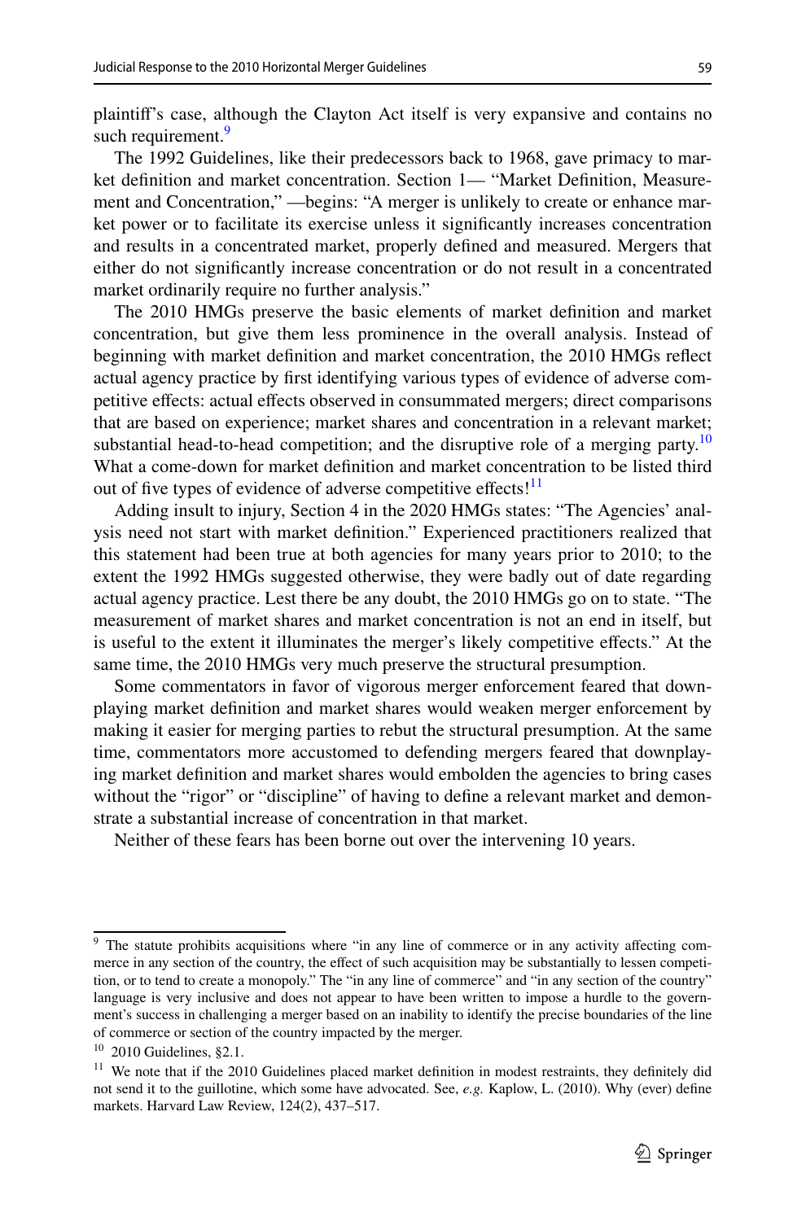plaintiff's case, although the Clayton Act itself is very expansive and contains no such requirement.[9]

The 1992 Guidelines, like their predecessors back to 1968, gave primacy to market definition and market concentration. Section 1— "Market Definition, Measurement and Concentration," —begins: "A merger is unlikely to create or enhance market power or to facilitate its exercise unless it significantly increases concentration and results in a concentrated market, properly defined and measured. Mergers that either do not significantly increase concentration or do not result in a concentrated market ordinarily require no further analysis."

The 2010 HMGs preserve the basic elements of market definition and market concentration, but give them less prominence in the overall analysis. Instead of beginning with market definition and market concentration, the 2010 HMGs reflect actual agency practice by first identifying various types of evidence of adverse competitive effects: actual effects observed in consummated mergers; direct comparisons that are based on experience; market shares and concentration in a relevant market; substantial head-to-head competition; and the disruptive role of a merging party.[10] What a come-down for market definition and market concentration to be listed third out of five types of evidence of adverse competitive effects![11]

Adding insult to injury, Section 4 in the 2020 HMGs states: "The Agencies' analysis need not start with market definition." Experienced practitioners realized that this statement had been true at both agencies for many years prior to 2010; to the extent the 1992 HMGs suggested otherwise, they were badly out of date regarding actual agency practice. Lest there be any doubt, the 2010 HMGs go on to state. "The measurement of market shares and market concentration is not an end in itself, but is useful to the extent it illuminates the merger's likely competitive effects." At the same time, the 2010 HMGs very much preserve the structural presumption.

Some commentators in favor of vigorous merger enforcement feared that downplaying market definition and market shares would weaken merger enforcement by making it easier for merging parties to rebut the structural presumption. At the same time, commentators more accustomed to defending mergers feared that downplaying market definition and market shares would embolden the agencies to bring cases without the "rigor" or "discipline" of having to define a relevant market and demonstrate a substantial increase of concentration in that market.

Neither of these fears has been borne out over the intervening 10 years.

---

[9] The statute prohibits acquisitions where "in any line of commerce or in any activity affecting commerce in any section of the country, the effect of such acquisition may be substantially to lessen competition, or to tend to create a monopoly." The "in any line of commerce" and "in any section of the country" language is very inclusive and does not appear to have been written to impose a hurdle to the government's success in challenging a merger based on an inability to identify the precise boundaries of the line of commerce or section of the country impacted by the merger.

[10] 2010 Guidelines, §2.1.

[11] We note that if the 2010 Guidelines placed market definition in modest restraints, they definitely did not send it to the guillotine, which some have advocated. See, *e.g.* Kaplow, L. (2010). Why (ever) define markets. Harvard Law Review, 124(2), 437–517.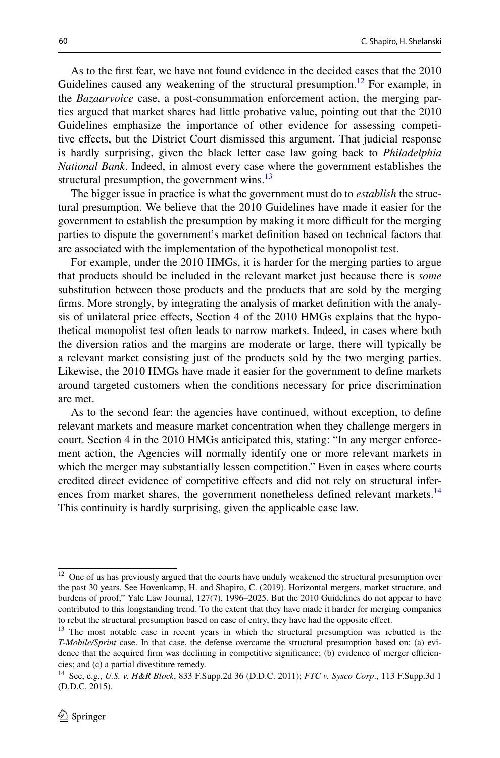As to the first fear, we have not found evidence in the decided cases that the 2010 Guidelines caused any weakening of the structural presumption.[12] For example, in the *Bazaarvoice* case, a post-consummation enforcement action, the merging parties argued that market shares had little probative value, pointing out that the 2010 Guidelines emphasize the importance of other evidence for assessing competitive effects, but the District Court dismissed this argument. That judicial response is hardly surprising, given the black letter case law going back to *Philadelphia National Bank*. Indeed, in almost every case where the government establishes the structural presumption, the government wins.[13]

The bigger issue in practice is what the government must do to *establish* the structural presumption. We believe that the 2010 Guidelines have made it easier for the government to establish the presumption by making it more difficult for the merging parties to dispute the government's market definition based on technical factors that are associated with the implementation of the hypothetical monopolist test.

For example, under the 2010 HMGs, it is harder for the merging parties to argue that products should be included in the relevant market just because there is *some* substitution between those products and the products that are sold by the merging firms. More strongly, by integrating the analysis of market definition with the analysis of unilateral price effects, Section 4 of the 2010 HMGs explains that the hypothetical monopolist test often leads to narrow markets. Indeed, in cases where both the diversion ratios and the margins are moderate or large, there will typically be a relevant market consisting just of the products sold by the two merging parties. Likewise, the 2010 HMGs have made it easier for the government to define markets around targeted customers when the conditions necessary for price discrimination are met.

As to the second fear: the agencies have continued, without exception, to define relevant markets and measure market concentration when they challenge mergers in court. Section 4 in the 2010 HMGs anticipated this, stating: "In any merger enforcement action, the Agencies will normally identify one or more relevant markets in which the merger may substantially lessen competition." Even in cases where courts credited direct evidence of competitive effects and did not rely on structural inferences from market shares, the government nonetheless defined relevant markets.[14] This continuity is hardly surprising, given the applicable case law.

---

[12] One of us has previously argued that the courts have unduly weakened the structural presumption over the past 30 years. See Hovenkamp, H. and Shapiro, C. (2019). Horizontal mergers, market structure, and burdens of proof," Yale Law Journal, 127(7), 1996–2025. But the 2010 Guidelines do not appear to have contributed to this longstanding trend. To the extent that they have made it harder for merging companies to rebut the structural presumption based on ease of entry, they have had the opposite effect.

[13] The most notable case in recent years in which the structural presumption was rebutted is the *T-Mobile/Sprint* case. In that case, the defense overcame the structural presumption based on: (a) evidence that the acquired firm was declining in competitive significance; (b) evidence of merger efficiencies; and (c) a partial divestiture remedy.

[14] See, e.g., *U.S. v. H&R Block*, 833 F.Supp.2d 36 (D.D.C. 2011); *FTC v. Sysco Corp*., 113 F.Supp.3d 1 (D.D.C. 2015).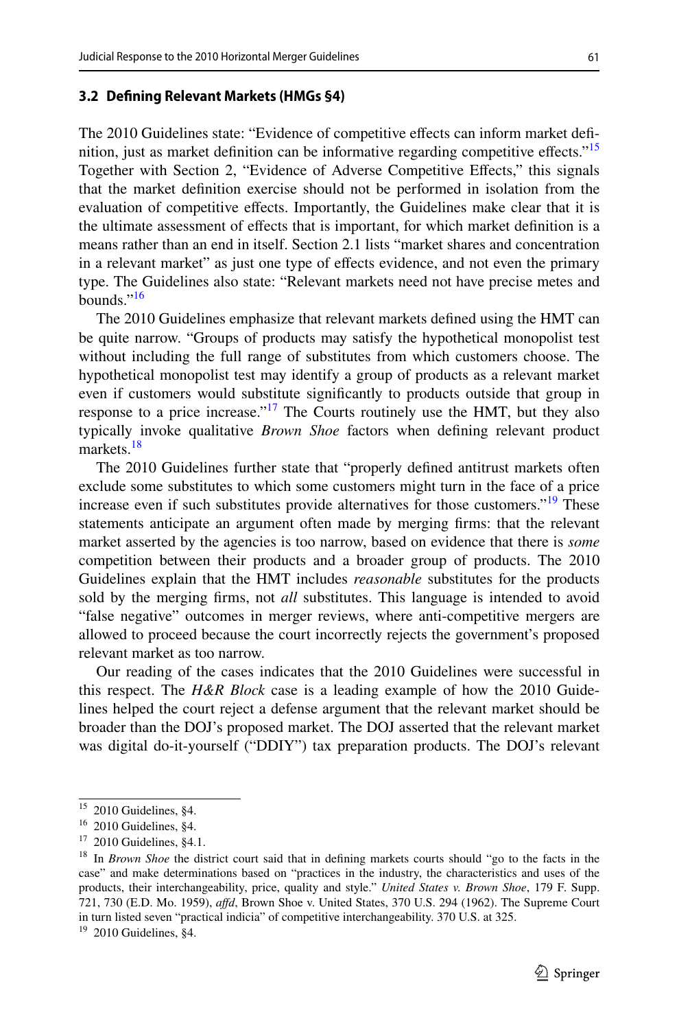### 3.2 Defining Relevant Markets (HMGs §4)

The 2010 Guidelines state: "Evidence of competitive effects can inform market definition, just as market definition can be informative regarding competitive effects."[15] Together with Section 2, "Evidence of Adverse Competitive Effects," this signals that the market definition exercise should not be performed in isolation from the evaluation of competitive effects. Importantly, the Guidelines make clear that it is the ultimate assessment of effects that is important, for which market definition is a means rather than an end in itself. Section 2.1 lists "market shares and concentration in a relevant market" as just one type of effects evidence, and not even the primary type. The Guidelines also state: "Relevant markets need not have precise metes and bounds."[16]

The 2010 Guidelines emphasize that relevant markets defined using the HMT can be quite narrow. "Groups of products may satisfy the hypothetical monopolist test without including the full range of substitutes from which customers choose. The hypothetical monopolist test may identify a group of products as a relevant market even if customers would substitute significantly to products outside that group in response to a price increase."[17] The Courts routinely use the HMT, but they also typically invoke qualitative *Brown Shoe* factors when defining relevant product markets.[18]

The 2010 Guidelines further state that "properly defined antitrust markets often exclude some substitutes to which some customers might turn in the face of a price increase even if such substitutes provide alternatives for those customers."[19] These statements anticipate an argument often made by merging firms: that the relevant market asserted by the agencies is too narrow, based on evidence that there is *some* competition between their products and a broader group of products. The 2010 Guidelines explain that the HMT includes *reasonable* substitutes for the products sold by the merging firms, not *all* substitutes. This language is intended to avoid "false negative" outcomes in merger reviews, where anti-competitive mergers are allowed to proceed because the court incorrectly rejects the government's proposed relevant market as too narrow.

Our reading of the cases indicates that the 2010 Guidelines were successful in this respect. The *H&R Block* case is a leading example of how the 2010 Guidelines helped the court reject a defense argument that the relevant market should be broader than the DOJ's proposed market. The DOJ asserted that the relevant market was digital do-it-yourself ("DDIY") tax preparation products. The DOJ's relevant

---

[15] 2010 Guidelines, §4.

[16] 2010 Guidelines, §4.

[17] 2010 Guidelines, §4.1.

[18] In *Brown Shoe* the district court said that in defining markets courts should "go to the facts in the case" and make determinations based on "practices in the industry, the characteristics and uses of the products, their interchangeability, price, quality and style." *United States v. Brown Shoe*, 179 F. Supp. 721, 730 (E.D. Mo. 1959), *affd*, Brown Shoe v. United States, 370 U.S. 294 (1962). The Supreme Court in turn listed seven "practical indicia" of competitive interchangeability. 370 U.S. at 325.

[19] 2010 Guidelines, §4.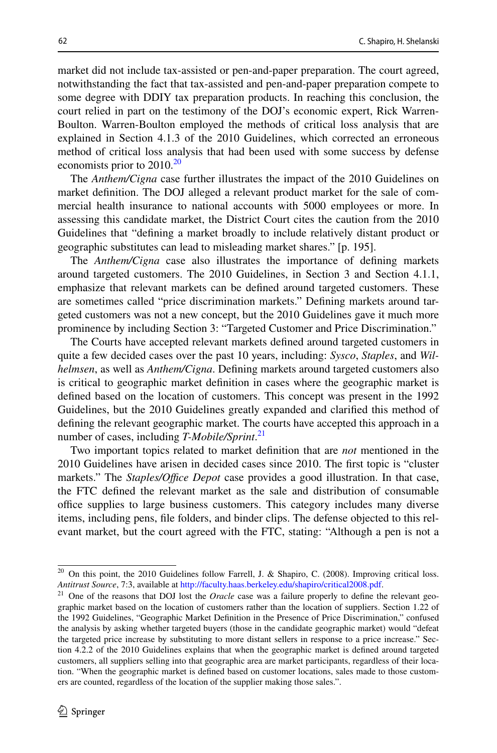market did not include tax-assisted or pen-and-paper preparation. The court agreed, notwithstanding the fact that tax-assisted and pen-and-paper preparation compete to some degree with DDIY tax preparation products. In reaching this conclusion, the court relied in part on the testimony of the DOJ's economic expert, Rick Warren-Boulton. Warren-Boulton employed the methods of critical loss analysis that are explained in Section 4.1.3 of the 2010 Guidelines, which corrected an erroneous method of critical loss analysis that had been used with some success by defense economists prior to 2010.[20]

The *Anthem/Cigna* case further illustrates the impact of the 2010 Guidelines on market definition. The DOJ alleged a relevant product market for the sale of commercial health insurance to national accounts with 5000 employees or more. In assessing this candidate market, the District Court cites the caution from the 2010 Guidelines that "defining a market broadly to include relatively distant product or geographic substitutes can lead to misleading market shares." [p. 195].

The *Anthem/Cigna* case also illustrates the importance of defining markets around targeted customers. The 2010 Guidelines, in Section 3 and Section 4.1.1, emphasize that relevant markets can be defined around targeted customers. These are sometimes called "price discrimination markets." Defining markets around targeted customers was not a new concept, but the 2010 Guidelines gave it much more prominence by including Section 3: "Targeted Customer and Price Discrimination."

The Courts have accepted relevant markets defined around targeted customers in quite a few decided cases over the past 10 years, including: *Sysco*, *Staples*, and *Wilhelmsen*, as well as *Anthem/Cigna*. Defining markets around targeted customers also is critical to geographic market definition in cases where the geographic market is defined based on the location of customers. This concept was present in the 1992 Guidelines, but the 2010 Guidelines greatly expanded and clarified this method of defining the relevant geographic market. The courts have accepted this approach in a number of cases, including *T-Mobile/Sprint*.[21]

Two important topics related to market definition that are *not* mentioned in the 2010 Guidelines have arisen in decided cases since 2010. The first topic is "cluster markets." The *Staples/Office Depot* case provides a good illustration. In that case, the FTC defined the relevant market as the sale and distribution of consumable office supplies to large business customers. This category includes many diverse items, including pens, file folders, and binder clips. The defense objected to this relevant market, but the court agreed with the FTC, stating: "Although a pen is not a

---

[20] On this point, the 2010 Guidelines follow Farrell, J. & Shapiro, C. (2008). Improving critical loss. *Antitrust Source*, 7:3, available at http://faculty.haas.berkeley.edu/shapiro/critical2008.pdf.

[21] One of the reasons that DOJ lost the *Oracle* case was a failure properly to define the relevant geographic market based on the location of customers rather than the location of suppliers. Section 1.22 of the 1992 Guidelines, "Geographic Market Definition in the Presence of Price Discrimination," confused the analysis by asking whether targeted buyers (those in the candidate geographic market) would "defeat the targeted price increase by substituting to more distant sellers in response to a price increase." Section 4.2.2 of the 2010 Guidelines explains that when the geographic market is defined around targeted customers, all suppliers selling into that geographic area are market participants, regardless of their location. "When the geographic market is defined based on customer locations, sales made to those customers are counted, regardless of the location of the supplier making those sales.".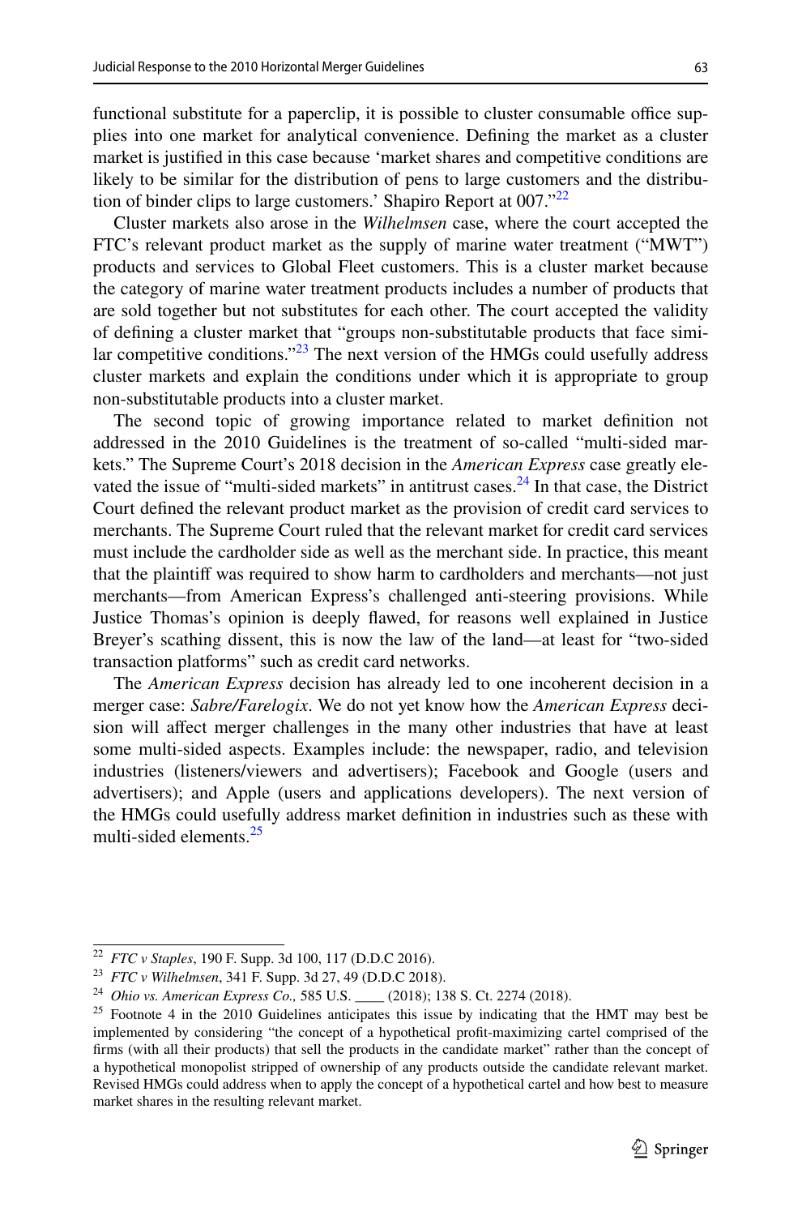functional substitute for a paperclip, it is possible to cluster consumable office supplies into one market for analytical convenience. Defining the market as a cluster market is justified in this case because 'market shares and competitive conditions are likely to be similar for the distribution of pens to large customers and the distribution of binder clips to large customers.' Shapiro Report at 007."[22]

Cluster markets also arose in the *Wilhelmsen* case, where the court accepted the FTC's relevant product market as the supply of marine water treatment ("MWT") products and services to Global Fleet customers. This is a cluster market because the category of marine water treatment products includes a number of products that are sold together but not substitutes for each other. The court accepted the validity of defining a cluster market that "groups non-substitutable products that face similar competitive conditions."[23] The next version of the HMGs could usefully address cluster markets and explain the conditions under which it is appropriate to group non-substitutable products into a cluster market.

The second topic of growing importance related to market definition not addressed in the 2010 Guidelines is the treatment of so-called "multi-sided markets." The Supreme Court's 2018 decision in the *American Express* case greatly elevated the issue of "multi-sided markets" in antitrust cases.[24] In that case, the District Court defined the relevant product market as the provision of credit card services to merchants. The Supreme Court ruled that the relevant market for credit card services must include the cardholder side as well as the merchant side. In practice, this meant that the plaintiff was required to show harm to cardholders and merchants—not just merchants—from American Express's challenged anti-steering provisions. While Justice Thomas's opinion is deeply flawed, for reasons well explained in Justice Breyer's scathing dissent, this is now the law of the land—at least for "two-sided transaction platforms" such as credit card networks.

The *American Express* decision has already led to one incoherent decision in a merger case: *Sabre/Farelogix*. We do not yet know how the *American Express* decision will affect merger challenges in the many other industries that have at least some multi-sided aspects. Examples include: the newspaper, radio, and television industries (listeners/viewers and advertisers); Facebook and Google (users and advertisers); and Apple (users and applications developers). The next version of the HMGs could usefully address market definition in industries such as these with multi-sided elements.[25]

---

[22] *FTC v Staples*, 190 F. Supp. 3d 100, 117 (D.D.C 2016).

[23] *FTC v Wilhelmsen*, 341 F. Supp. 3d 27, 49 (D.D.C 2018).

[24] *Ohio vs. American Express Co.,* 585 U.S. ____ (2018); 138 S. Ct. 2274 (2018).

[25] Footnote 4 in the 2010 Guidelines anticipates this issue by indicating that the HMT may best be implemented by considering "the concept of a hypothetical profit-maximizing cartel comprised of the firms (with all their products) that sell the products in the candidate market" rather than the concept of a hypothetical monopolist stripped of ownership of any products outside the candidate relevant market. Revised HMGs could address when to apply the concept of a hypothetical cartel and how best to measure market shares in the resulting relevant market.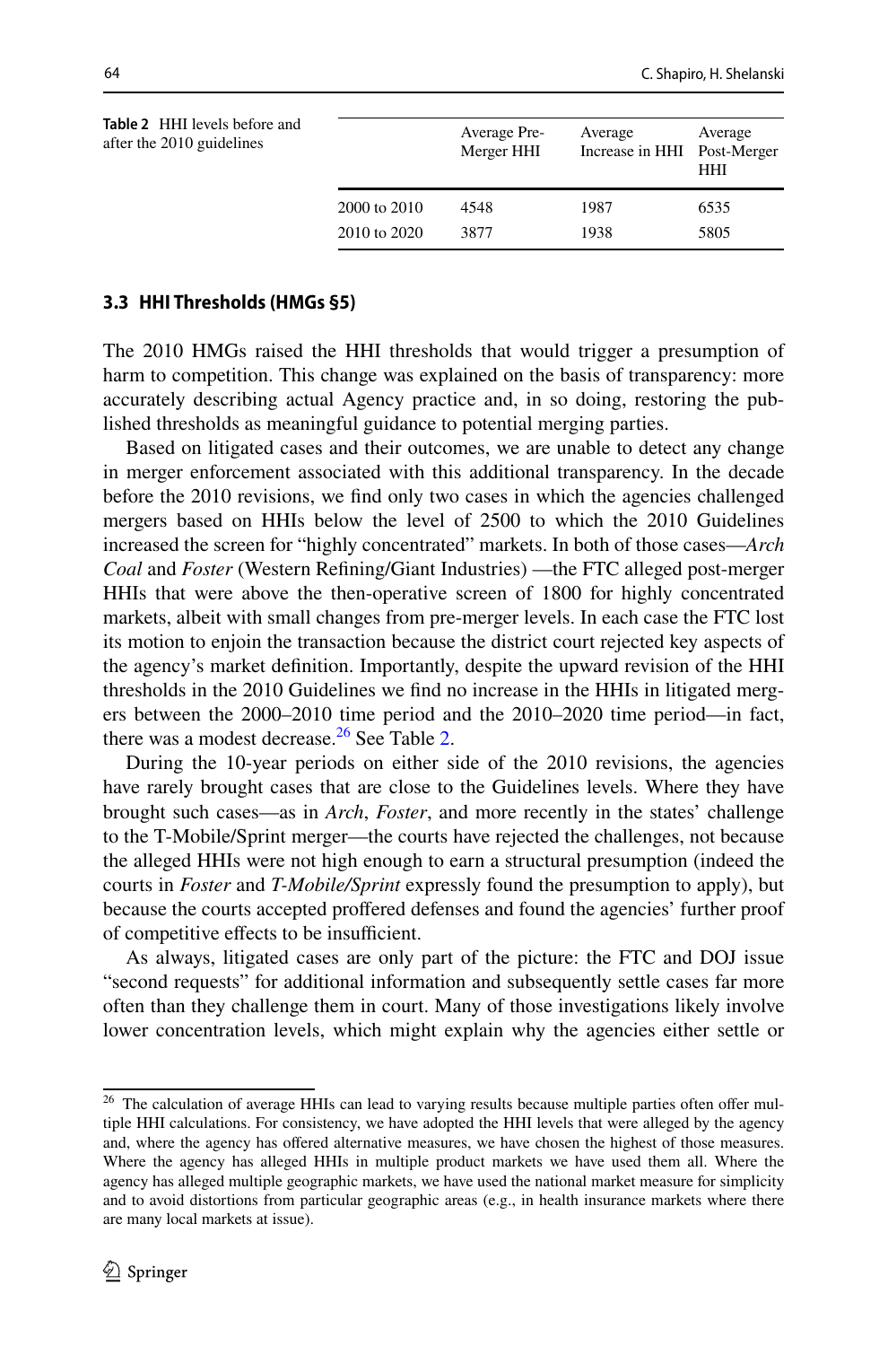**Table 2** HHI levels before and after the 2010 guidelines

| | Average Pre-Merger HHI | Average Increase in HHI | Average Post-Merger HHI |
|---|---|---|---|
| 2000 to 2010 | 4548 | 1987 | 6535 |
| 2010 to 2020 | 3877 | 1938 | 5805 |

### 3.3 HHI Thresholds (HMGs §5)

The 2010 HMGs raised the HHI thresholds that would trigger a presumption of harm to competition. This change was explained on the basis of transparency: more accurately describing actual Agency practice and, in so doing, restoring the published thresholds as meaningful guidance to potential merging parties.

Based on litigated cases and their outcomes, we are unable to detect any change in merger enforcement associated with this additional transparency. In the decade before the 2010 revisions, we find only two cases in which the agencies challenged mergers based on HHIs below the level of 2500 to which the 2010 Guidelines increased the screen for "highly concentrated" markets. In both of those cases—*Arch Coal* and *Foster* (Western Refining/Giant Industries) —the FTC alleged post-merger HHIs that were above the then-operative screen of 1800 for highly concentrated markets, albeit with small changes from pre-merger levels. In each case the FTC lost its motion to enjoin the transaction because the district court rejected key aspects of the agency's market definition. Importantly, despite the upward revision of the HHI thresholds in the 2010 Guidelines we find no increase in the HHIs in litigated mergers between the 2000–2010 time period and the 2010–2020 time period—in fact, there was a modest decrease.[26] See Table 2.

During the 10-year periods on either side of the 2010 revisions, the agencies have rarely brought cases that are close to the Guidelines levels. Where they have brought such cases—as in *Arch*, *Foster*, and more recently in the states' challenge to the T-Mobile/Sprint merger—the courts have rejected the challenges, not because the alleged HHIs were not high enough to earn a structural presumption (indeed the courts in *Foster* and *T-Mobile/Sprint* expressly found the presumption to apply), but because the courts accepted proffered defenses and found the agencies' further proof of competitive effects to be insufficient.

As always, litigated cases are only part of the picture: the FTC and DOJ issue "second requests" for additional information and subsequently settle cases far more often than they challenge them in court. Many of those investigations likely involve lower concentration levels, which might explain why the agencies either settle or

[26] The calculation of average HHIs can lead to varying results because multiple parties often offer multiple HHI calculations. For consistency, we have adopted the HHI levels that were alleged by the agency and, where the agency has offered alternative measures, we have chosen the highest of those measures. Where the agency has alleged HHIs in multiple product markets we have used them all. Where the agency has alleged multiple geographic markets, we have used the national market measure for simplicity and to avoid distortions from particular geographic areas (e.g., in health insurance markets where there are many local markets at issue).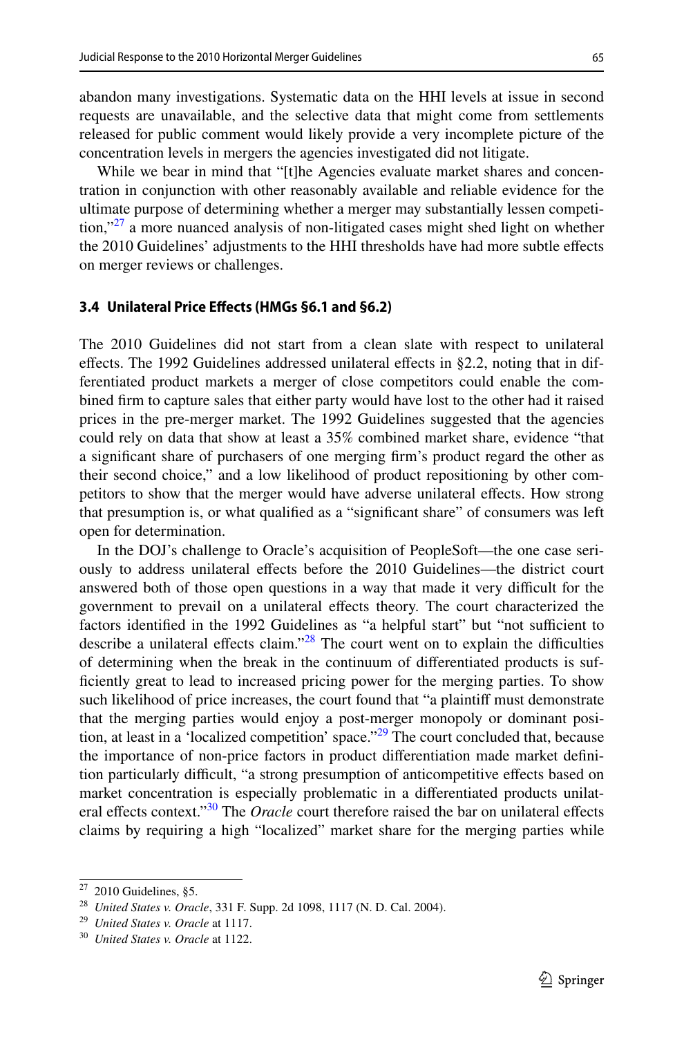abandon many investigations. Systematic data on the HHI levels at issue in second requests are unavailable, and the selective data that might come from settlements released for public comment would likely provide a very incomplete picture of the concentration levels in mergers the agencies investigated did not litigate.

While we bear in mind that "[t]he Agencies evaluate market shares and concentration in conjunction with other reasonably available and reliable evidence for the ultimate purpose of determining whether a merger may substantially lessen competition,"[27] a more nuanced analysis of non-litigated cases might shed light on whether the 2010 Guidelines' adjustments to the HHI thresholds have had more subtle effects on merger reviews or challenges.

### 3.4 Unilateral Price Effects (HMGs §6.1 and §6.2)

The 2010 Guidelines did not start from a clean slate with respect to unilateral effects. The 1992 Guidelines addressed unilateral effects in §2.2, noting that in differentiated product markets a merger of close competitors could enable the combined firm to capture sales that either party would have lost to the other had it raised prices in the pre-merger market. The 1992 Guidelines suggested that the agencies could rely on data that show at least a 35% combined market share, evidence "that a significant share of purchasers of one merging firm's product regard the other as their second choice," and a low likelihood of product repositioning by other competitors to show that the merger would have adverse unilateral effects. How strong that presumption is, or what qualified as a "significant share" of consumers was left open for determination.

In the DOJ's challenge to Oracle's acquisition of PeopleSoft—the one case seriously to address unilateral effects before the 2010 Guidelines—the district court answered both of those open questions in a way that made it very difficult for the government to prevail on a unilateral effects theory. The court characterized the factors identified in the 1992 Guidelines as "a helpful start" but "not sufficient to describe a unilateral effects claim."[28] The court went on to explain the difficulties of determining when the break in the continuum of differentiated products is sufficiently great to lead to increased pricing power for the merging parties. To show such likelihood of price increases, the court found that "a plaintiff must demonstrate that the merging parties would enjoy a post-merger monopoly or dominant position, at least in a 'localized competition' space."[29] The court concluded that, because the importance of non-price factors in product differentiation made market definition particularly difficult, "a strong presumption of anticompetitive effects based on market concentration is especially problematic in a differentiated products unilateral effects context."[30] The *Oracle* court therefore raised the bar on unilateral effects claims by requiring a high "localized" market share for the merging parties while

---

[27] 2010 Guidelines, §5.

[28] *United States v. Oracle*, 331 F. Supp. 2d 1098, 1117 (N. D. Cal. 2004).

[29] *United States v. Oracle* at 1117.

[30] *United States v. Oracle* at 1122.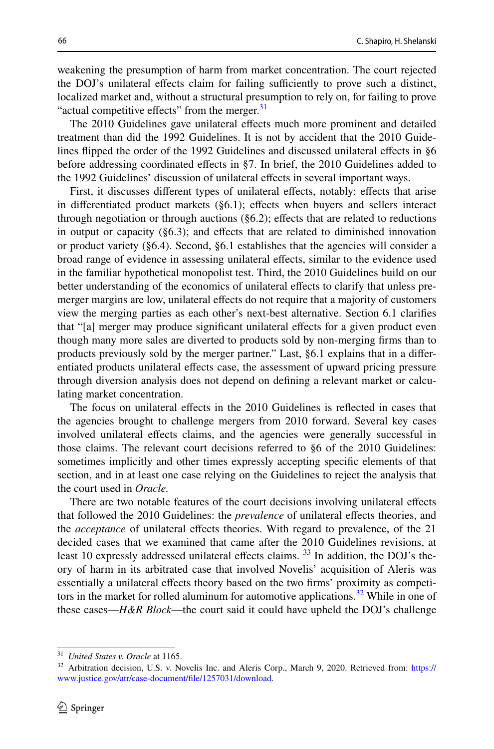weakening the presumption of harm from market concentration. The court rejected the DOJ's unilateral effects claim for failing sufficiently to prove such a distinct, localized market and, without a structural presumption to rely on, for failing to prove "actual competitive effects" from the merger.[31]

The 2010 Guidelines gave unilateral effects much more prominent and detailed treatment than did the 1992 Guidelines. It is not by accident that the 2010 Guidelines flipped the order of the 1992 Guidelines and discussed unilateral effects in §6 before addressing coordinated effects in §7. In brief, the 2010 Guidelines added to the 1992 Guidelines' discussion of unilateral effects in several important ways.

First, it discusses different types of unilateral effects, notably: effects that arise in differentiated product markets (§6.1); effects when buyers and sellers interact through negotiation or through auctions (§6.2); effects that are related to reductions in output or capacity (§6.3); and effects that are related to diminished innovation or product variety (§6.4). Second, §6.1 establishes that the agencies will consider a broad range of evidence in assessing unilateral effects, similar to the evidence used in the familiar hypothetical monopolist test. Third, the 2010 Guidelines build on our better understanding of the economics of unilateral effects to clarify that unless pre-merger margins are low, unilateral effects do not require that a majority of customers view the merging parties as each other's next-best alternative. Section 6.1 clarifies that "[a] merger may produce significant unilateral effects for a given product even though many more sales are diverted to products sold by non-merging firms than to products previously sold by the merger partner." Last, §6.1 explains that in a differentiated products unilateral effects case, the assessment of upward pricing pressure through diversion analysis does not depend on defining a relevant market or calculating market concentration.

The focus on unilateral effects in the 2010 Guidelines is reflected in cases that the agencies brought to challenge mergers from 2010 forward. Several key cases involved unilateral effects claims, and the agencies were generally successful in those claims. The relevant court decisions referred to §6 of the 2010 Guidelines: sometimes implicitly and other times expressly accepting specific elements of that section, and in at least one case relying on the Guidelines to reject the analysis that the court used in *Oracle*.

There are two notable features of the court decisions involving unilateral effects that followed the 2010 Guidelines: the *prevalence* of unilateral effects theories, and the *acceptance* of unilateral effects theories. With regard to prevalence, of the 21 decided cases that we examined that came after the 2010 Guidelines revisions, at least 10 expressly addressed unilateral effects claims. [33] In addition, the DOJ's theory of harm in its arbitrated case that involved Novelis' acquisition of Aleris was essentially a unilateral effects theory based on the two firms' proximity as competitors in the market for rolled aluminum for automotive applications.[32] While in one of these cases—*H&R Block*—the court said it could have upheld the DOJ's challenge

---

[31] *United States v. Oracle* at 1165.

[32] Arbitration decision, U.S. v. Novelis Inc. and Aleris Corp., March 9, 2020. Retrieved from: https://www.justice.gov/atr/case-document/file/1257031/download.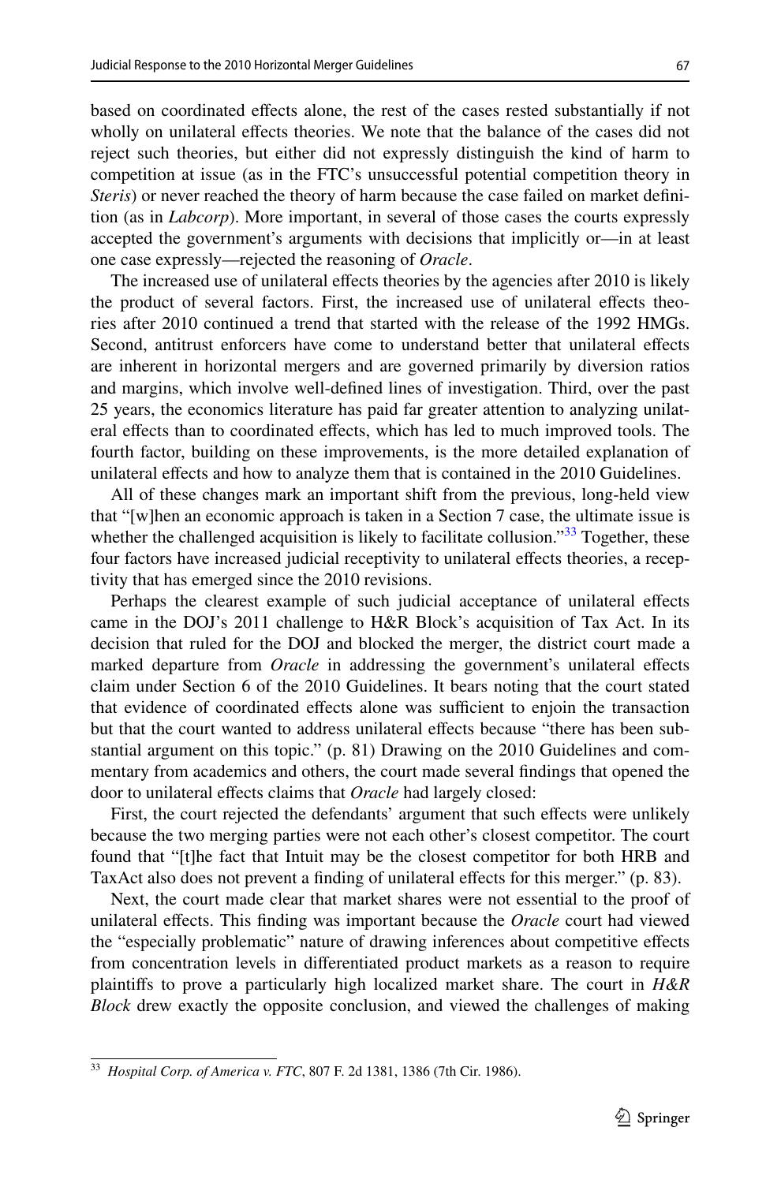based on coordinated effects alone, the rest of the cases rested substantially if not wholly on unilateral effects theories. We note that the balance of the cases did not reject such theories, but either did not expressly distinguish the kind of harm to competition at issue (as in the FTC's unsuccessful potential competition theory in *Steris*) or never reached the theory of harm because the case failed on market definition (as in *Labcorp*). More important, in several of those cases the courts expressly accepted the government's arguments with decisions that implicitly or—in at least one case expressly—rejected the reasoning of *Oracle*.

The increased use of unilateral effects theories by the agencies after 2010 is likely the product of several factors. First, the increased use of unilateral effects theories after 2010 continued a trend that started with the release of the 1992 HMGs. Second, antitrust enforcers have come to understand better that unilateral effects are inherent in horizontal mergers and are governed primarily by diversion ratios and margins, which involve well-defined lines of investigation. Third, over the past 25 years, the economics literature has paid far greater attention to analyzing unilateral effects than to coordinated effects, which has led to much improved tools. The fourth factor, building on these improvements, is the more detailed explanation of unilateral effects and how to analyze them that is contained in the 2010 Guidelines.

All of these changes mark an important shift from the previous, long-held view that "[w]hen an economic approach is taken in a Section 7 case, the ultimate issue is whether the challenged acquisition is likely to facilitate collusion."[33] Together, these four factors have increased judicial receptivity to unilateral effects theories, a receptivity that has emerged since the 2010 revisions.

Perhaps the clearest example of such judicial acceptance of unilateral effects came in the DOJ's 2011 challenge to H&R Block's acquisition of Tax Act. In its decision that ruled for the DOJ and blocked the merger, the district court made a marked departure from *Oracle* in addressing the government's unilateral effects claim under Section 6 of the 2010 Guidelines. It bears noting that the court stated that evidence of coordinated effects alone was sufficient to enjoin the transaction but that the court wanted to address unilateral effects because "there has been substantial argument on this topic." (p. 81) Drawing on the 2010 Guidelines and commentary from academics and others, the court made several findings that opened the door to unilateral effects claims that *Oracle* had largely closed:

First, the court rejected the defendants' argument that such effects were unlikely because the two merging parties were not each other's closest competitor. The court found that "[t]he fact that Intuit may be the closest competitor for both HRB and TaxAct also does not prevent a finding of unilateral effects for this merger." (p. 83).

Next, the court made clear that market shares were not essential to the proof of unilateral effects. This finding was important because the *Oracle* court had viewed the "especially problematic" nature of drawing inferences about competitive effects from concentration levels in differentiated product markets as a reason to require plaintiffs to prove a particularly high localized market share. The court in *H&R Block* drew exactly the opposite conclusion, and viewed the challenges of making

---

[33] *Hospital Corp. of America v. FTC*, 807 F. 2d 1381, 1386 (7th Cir. 1986).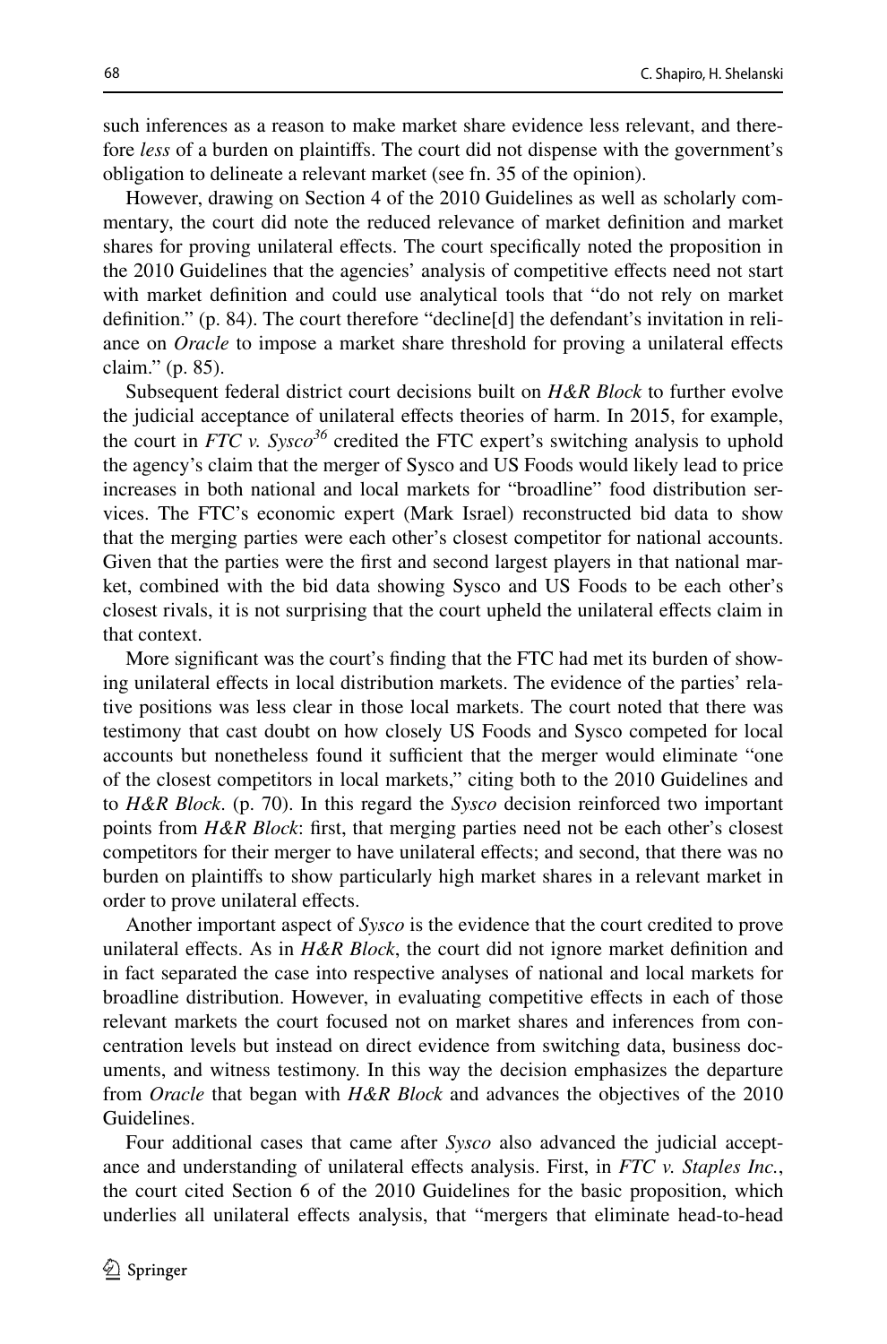such inferences as a reason to make market share evidence less relevant, and therefore *less* of a burden on plaintiffs. The court did not dispense with the government's obligation to delineate a relevant market (see fn. 35 of the opinion).

However, drawing on Section 4 of the 2010 Guidelines as well as scholarly commentary, the court did note the reduced relevance of market definition and market shares for proving unilateral effects. The court specifically noted the proposition in the 2010 Guidelines that the agencies' analysis of competitive effects need not start with market definition and could use analytical tools that "do not rely on market definition." (p. 84). The court therefore "decline[d] the defendant's invitation in reliance on *Oracle* to impose a market share threshold for proving a unilateral effects claim." (p. 85).

Subsequent federal district court decisions built on *H&R Block* to further evolve the judicial acceptance of unilateral effects theories of harm. In 2015, for example, the court in *FTC v. Sysco*[36] credited the FTC expert's switching analysis to uphold the agency's claim that the merger of Sysco and US Foods would likely lead to price increases in both national and local markets for "broadline" food distribution services. The FTC's economic expert (Mark Israel) reconstructed bid data to show that the merging parties were each other's closest competitor for national accounts. Given that the parties were the first and second largest players in that national market, combined with the bid data showing Sysco and US Foods to be each other's closest rivals, it is not surprising that the court upheld the unilateral effects claim in that context.

More significant was the court's finding that the FTC had met its burden of showing unilateral effects in local distribution markets. The evidence of the parties' relative positions was less clear in those local markets. The court noted that there was testimony that cast doubt on how closely US Foods and Sysco competed for local accounts but nonetheless found it sufficient that the merger would eliminate "one of the closest competitors in local markets," citing both to the 2010 Guidelines and to *H&R Block*. (p. 70). In this regard the *Sysco* decision reinforced two important points from *H&R Block*: first, that merging parties need not be each other's closest competitors for their merger to have unilateral effects; and second, that there was no burden on plaintiffs to show particularly high market shares in a relevant market in order to prove unilateral effects.

Another important aspect of *Sysco* is the evidence that the court credited to prove unilateral effects. As in *H&R Block*, the court did not ignore market definition and in fact separated the case into respective analyses of national and local markets for broadline distribution. However, in evaluating competitive effects in each of those relevant markets the court focused not on market shares and inferences from concentration levels but instead on direct evidence from switching data, business documents, and witness testimony. In this way the decision emphasizes the departure from *Oracle* that began with *H&R Block* and advances the objectives of the 2010 Guidelines.

Four additional cases that came after *Sysco* also advanced the judicial acceptance and understanding of unilateral effects analysis. First, in *FTC v. Staples Inc.*, the court cited Section 6 of the 2010 Guidelines for the basic proposition, which underlies all unilateral effects analysis, that "mergers that eliminate head-to-head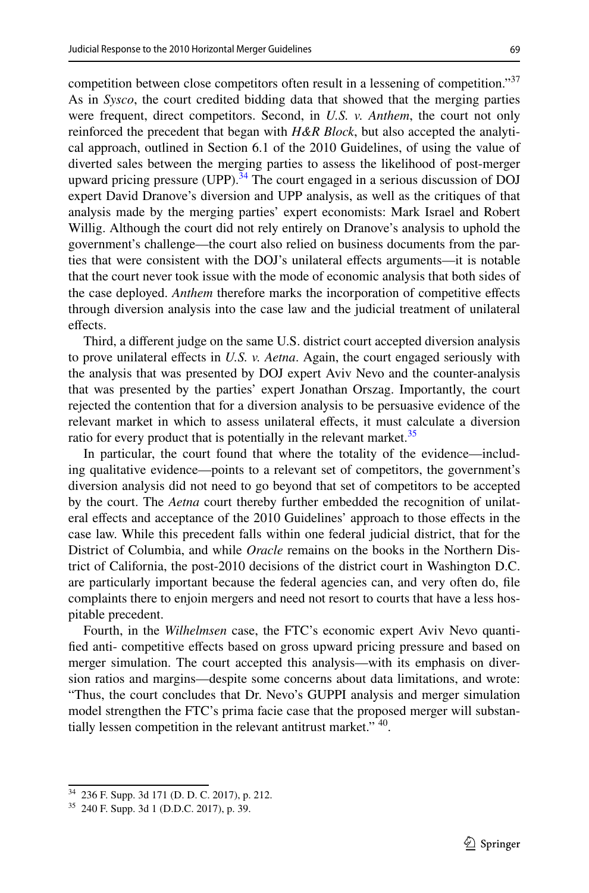competition between close competitors often result in a lessening of competition."[37] As in *Sysco*, the court credited bidding data that showed that the merging parties were frequent, direct competitors. Second, in *U.S. v. Anthem*, the court not only reinforced the precedent that began with *H&R Block*, but also accepted the analytical approach, outlined in Section 6.1 of the 2010 Guidelines, of using the value of diverted sales between the merging parties to assess the likelihood of post-merger upward pricing pressure (UPP).[34] The court engaged in a serious discussion of DOJ expert David Dranove's diversion and UPP analysis, as well as the critiques of that analysis made by the merging parties' expert economists: Mark Israel and Robert Willig. Although the court did not rely entirely on Dranove's analysis to uphold the government's challenge—the court also relied on business documents from the parties that were consistent with the DOJ's unilateral effects arguments—it is notable that the court never took issue with the mode of economic analysis that both sides of the case deployed. *Anthem* therefore marks the incorporation of competitive effects through diversion analysis into the case law and the judicial treatment of unilateral effects.

Third, a different judge on the same U.S. district court accepted diversion analysis to prove unilateral effects in *U.S. v. Aetna*. Again, the court engaged seriously with the analysis that was presented by DOJ expert Aviv Nevo and the counter-analysis that was presented by the parties' expert Jonathan Orszag. Importantly, the court rejected the contention that for a diversion analysis to be persuasive evidence of the relevant market in which to assess unilateral effects, it must calculate a diversion ratio for every product that is potentially in the relevant market.[35]

In particular, the court found that where the totality of the evidence—including qualitative evidence—points to a relevant set of competitors, the government's diversion analysis did not need to go beyond that set of competitors to be accepted by the court. The *Aetna* court thereby further embedded the recognition of unilateral effects and acceptance of the 2010 Guidelines' approach to those effects in the case law. While this precedent falls within one federal judicial district, that for the District of Columbia, and while *Oracle* remains on the books in the Northern District of California, the post-2010 decisions of the district court in Washington D.C. are particularly important because the federal agencies can, and very often do, file complaints there to enjoin mergers and need not resort to courts that have a less hospitable precedent.

Fourth, in the *Wilhelmsen* case, the FTC's economic expert Aviv Nevo quantified anti- competitive effects based on gross upward pricing pressure and based on merger simulation. The court accepted this analysis—with its emphasis on diversion ratios and margins—despite some concerns about data limitations, and wrote: "Thus, the court concludes that Dr. Nevo's GUPPI analysis and merger simulation model strengthen the FTC's prima facie case that the proposed merger will substantially lessen competition in the relevant antitrust market." [40].

---

[34] 236 F. Supp. 3d 171 (D. D. C. 2017), p. 212.

[35] 240 F. Supp. 3d 1 (D.D.C. 2017), p. 39.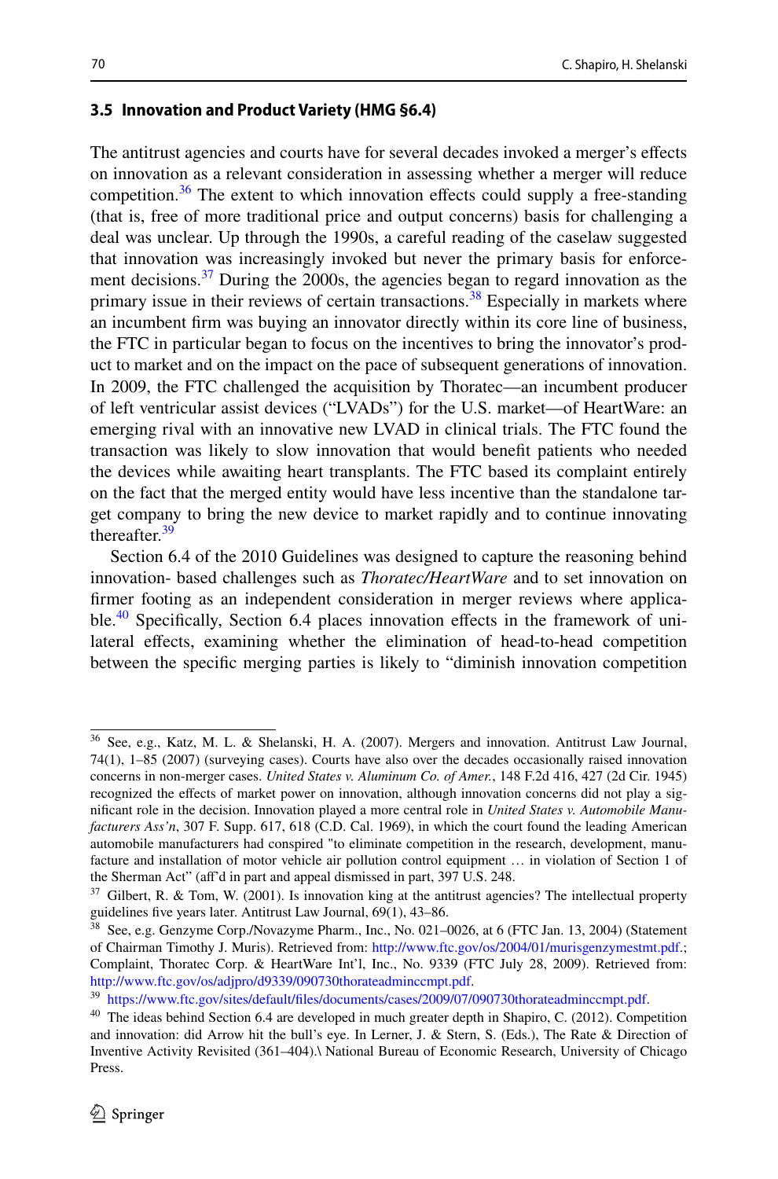### 3.5 Innovation and Product Variety (HMG §6.4)

The antitrust agencies and courts have for several decades invoked a merger's effects on innovation as a relevant consideration in assessing whether a merger will reduce competition.[36] The extent to which innovation effects could supply a free-standing (that is, free of more traditional price and output concerns) basis for challenging a deal was unclear. Up through the 1990s, a careful reading of the caselaw suggested that innovation was increasingly invoked but never the primary basis for enforcement decisions.[37] During the 2000s, the agencies began to regard innovation as the primary issue in their reviews of certain transactions.[38] Especially in markets where an incumbent firm was buying an innovator directly within its core line of business, the FTC in particular began to focus on the incentives to bring the innovator's product to market and on the impact on the pace of subsequent generations of innovation. In 2009, the FTC challenged the acquisition by Thoratec—an incumbent producer of left ventricular assist devices ("LVADs") for the U.S. market—of HeartWare: an emerging rival with an innovative new LVAD in clinical trials. The FTC found the transaction was likely to slow innovation that would benefit patients who needed the devices while awaiting heart transplants. The FTC based its complaint entirely on the fact that the merged entity would have less incentive than the standalone target company to bring the new device to market rapidly and to continue innovating thereafter.[39]

Section 6.4 of the 2010 Guidelines was designed to capture the reasoning behind innovation- based challenges such as *Thoratec/HeartWare* and to set innovation on firmer footing as an independent consideration in merger reviews where applicable.[40] Specifically, Section 6.4 places innovation effects in the framework of unilateral effects, examining whether the elimination of head-to-head competition between the specific merging parties is likely to "diminish innovation competition

---

[36] See, e.g., Katz, M. L. & Shelanski, H. A. (2007). Mergers and innovation. Antitrust Law Journal, 74(1), 1–85 (2007) (surveying cases). Courts have also over the decades occasionally raised innovation concerns in non-merger cases. *United States v. Aluminum Co. of Amer.*, 148 F.2d 416, 427 (2d Cir. 1945) recognized the effects of market power on innovation, although innovation concerns did not play a significant role in the decision. Innovation played a more central role in *United States v. Automobile Manufacturers Ass'n*, 307 F. Supp. 617, 618 (C.D. Cal. 1969), in which the court found the leading American automobile manufacturers had conspired "to eliminate competition in the research, development, manufacture and installation of motor vehicle air pollution control equipment … in violation of Section 1 of the Sherman Act" (aff'd in part and appeal dismissed in part, 397 U.S. 248.

[37] Gilbert, R. & Tom, W. (2001). Is innovation king at the antitrust agencies? The intellectual property guidelines five years later. Antitrust Law Journal, 69(1), 43–86.

[38] See, e.g. Genzyme Corp./Novazyme Pharm., Inc., No. 021–0026, at 6 (FTC Jan. 13, 2004) (Statement of Chairman Timothy J. Muris). Retrieved from: http://www.ftc.gov/os/2004/01/murisgenzymestmt.pdf.; Complaint, Thoratec Corp. & HeartWare Int'l, Inc., No. 9339 (FTC July 28, 2009). Retrieved from: http://www.ftc.gov/os/adjpro/d9339/090730thorateadminccmpt.pdf.

[39] https://www.ftc.gov/sites/default/files/documents/cases/2009/07/090730thorateadminccmpt.pdf.

[40] The ideas behind Section 6.4 are developed in much greater depth in Shapiro, C. (2012). Competition and innovation: did Arrow hit the bull's eye. In Lerner, J. & Stern, S. (Eds.), The Rate & Direction of Inventive Activity Revisited (361–404).\ National Bureau of Economic Research, University of Chicago Press.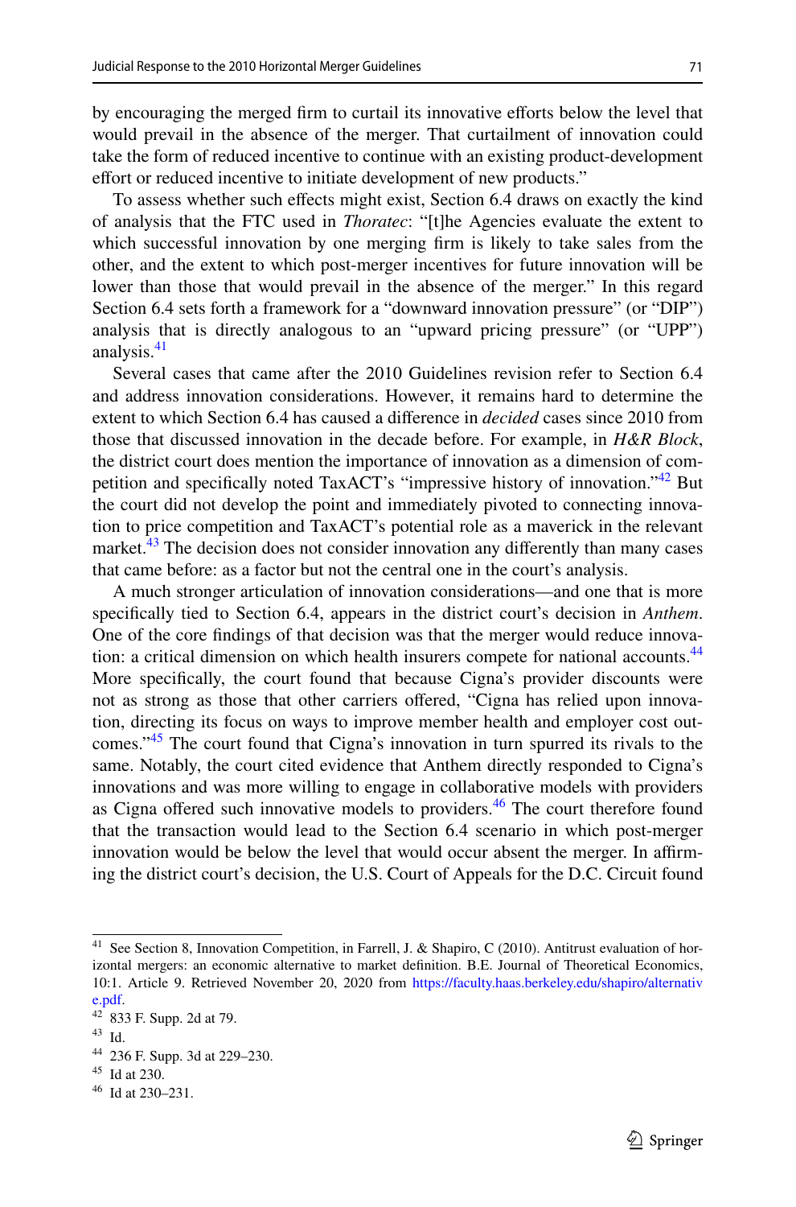by encouraging the merged firm to curtail its innovative efforts below the level that would prevail in the absence of the merger. That curtailment of innovation could take the form of reduced incentive to continue with an existing product-development effort or reduced incentive to initiate development of new products."

To assess whether such effects might exist, Section 6.4 draws on exactly the kind of analysis that the FTC used in *Thoratec*: "[t]he Agencies evaluate the extent to which successful innovation by one merging firm is likely to take sales from the other, and the extent to which post-merger incentives for future innovation will be lower than those that would prevail in the absence of the merger." In this regard Section 6.4 sets forth a framework for a "downward innovation pressure" (or "DIP") analysis that is directly analogous to an "upward pricing pressure" (or "UPP") analysis.[41]

Several cases that came after the 2010 Guidelines revision refer to Section 6.4 and address innovation considerations. However, it remains hard to determine the extent to which Section 6.4 has caused a difference in *decided* cases since 2010 from those that discussed innovation in the decade before. For example, in *H&R Block*, the district court does mention the importance of innovation as a dimension of competition and specifically noted TaxACT's "impressive history of innovation."[42] But the court did not develop the point and immediately pivoted to connecting innovation to price competition and TaxACT's potential role as a maverick in the relevant market.[43] The decision does not consider innovation any differently than many cases that came before: as a factor but not the central one in the court's analysis.

A much stronger articulation of innovation considerations—and one that is more specifically tied to Section 6.4, appears in the district court's decision in *Anthem*. One of the core findings of that decision was that the merger would reduce innovation: a critical dimension on which health insurers compete for national accounts.[44] More specifically, the court found that because Cigna's provider discounts were not as strong as those that other carriers offered, "Cigna has relied upon innovation, directing its focus on ways to improve member health and employer cost outcomes."[45] The court found that Cigna's innovation in turn spurred its rivals to the same. Notably, the court cited evidence that Anthem directly responded to Cigna's innovations and was more willing to engage in collaborative models with providers as Cigna offered such innovative models to providers.[46] The court therefore found that the transaction would lead to the Section 6.4 scenario in which post-merger innovation would be below the level that would occur absent the merger. In affirming the district court's decision, the U.S. Court of Appeals for the D.C. Circuit found

---

[41] See Section 8, Innovation Competition, in Farrell, J. & Shapiro, C (2010). Antitrust evaluation of horizontal mergers: an economic alternative to market definition. B.E. Journal of Theoretical Economics, 10:1. Article 9. Retrieved November 20, 2020 from https://faculty.haas.berkeley.edu/shapiro/alternative.pdf.

[42] 833 F. Supp. 2d at 79.

[43] Id.

[44] 236 F. Supp. 3d at 229–230.

[45] Id at 230.

[46] Id at 230–231.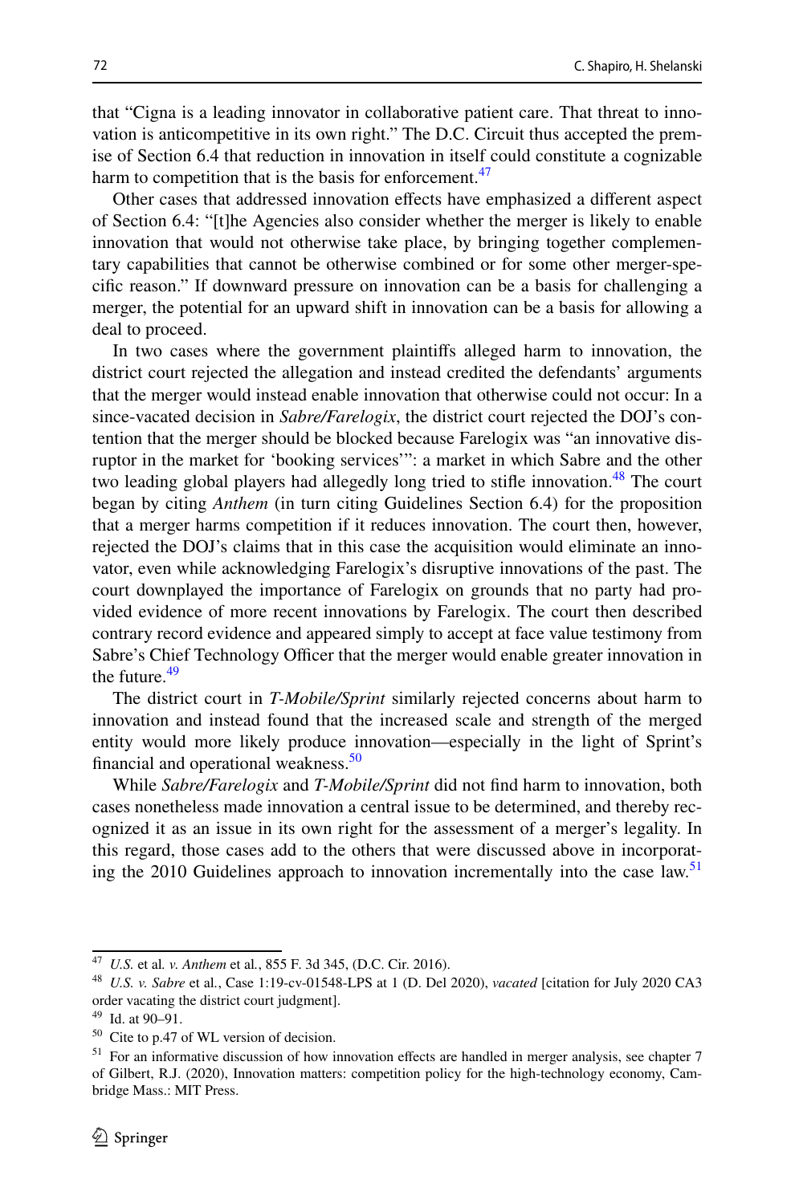that "Cigna is a leading innovator in collaborative patient care. That threat to innovation is anticompetitive in its own right." The D.C. Circuit thus accepted the premise of Section 6.4 that reduction in innovation in itself could constitute a cognizable harm to competition that is the basis for enforcement.[47]

Other cases that addressed innovation effects have emphasized a different aspect of Section 6.4: "[t]he Agencies also consider whether the merger is likely to enable innovation that would not otherwise take place, by bringing together complementary capabilities that cannot be otherwise combined or for some other merger-specific reason." If downward pressure on innovation can be a basis for challenging a merger, the potential for an upward shift in innovation can be a basis for allowing a deal to proceed.

In two cases where the government plaintiffs alleged harm to innovation, the district court rejected the allegation and instead credited the defendants' arguments that the merger would instead enable innovation that otherwise could not occur: In a since-vacated decision in *Sabre/Farelogix*, the district court rejected the DOJ's contention that the merger should be blocked because Farelogix was "an innovative disruptor in the market for 'booking services'": a market in which Sabre and the other two leading global players had allegedly long tried to stifle innovation.[48] The court began by citing *Anthem* (in turn citing Guidelines Section 6.4) for the proposition that a merger harms competition if it reduces innovation. The court then, however, rejected the DOJ's claims that in this case the acquisition would eliminate an innovator, even while acknowledging Farelogix's disruptive innovations of the past. The court downplayed the importance of Farelogix on grounds that no party had provided evidence of more recent innovations by Farelogix. The court then described contrary record evidence and appeared simply to accept at face value testimony from Sabre's Chief Technology Officer that the merger would enable greater innovation in the future.[49]

The district court in *T-Mobile/Sprint* similarly rejected concerns about harm to innovation and instead found that the increased scale and strength of the merged entity would more likely produce innovation—especially in the light of Sprint's financial and operational weakness.[50]

While *Sabre/Farelogix* and *T-Mobile/Sprint* did not find harm to innovation, both cases nonetheless made innovation a central issue to be determined, and thereby recognized it as an issue in its own right for the assessment of a merger's legality. In this regard, those cases add to the others that were discussed above in incorporating the 2010 Guidelines approach to innovation incrementally into the case law.[51]

---

[47] *U.S.* et al*. v. Anthem* et al., 855 F. 3d 345, (D.C. Cir. 2016).

[48] *U.S. v. Sabre* et al., Case 1:19-cv-01548-LPS at 1 (D. Del 2020), *vacated* [citation for July 2020 CA3 order vacating the district court judgment].

[49] Id. at 90–91.

[50] Cite to p.47 of WL version of decision.

[51] For an informative discussion of how innovation effects are handled in merger analysis, see chapter 7 of Gilbert, R.J. (2020), Innovation matters: competition policy for the high-technology economy, Cambridge Mass.: MIT Press.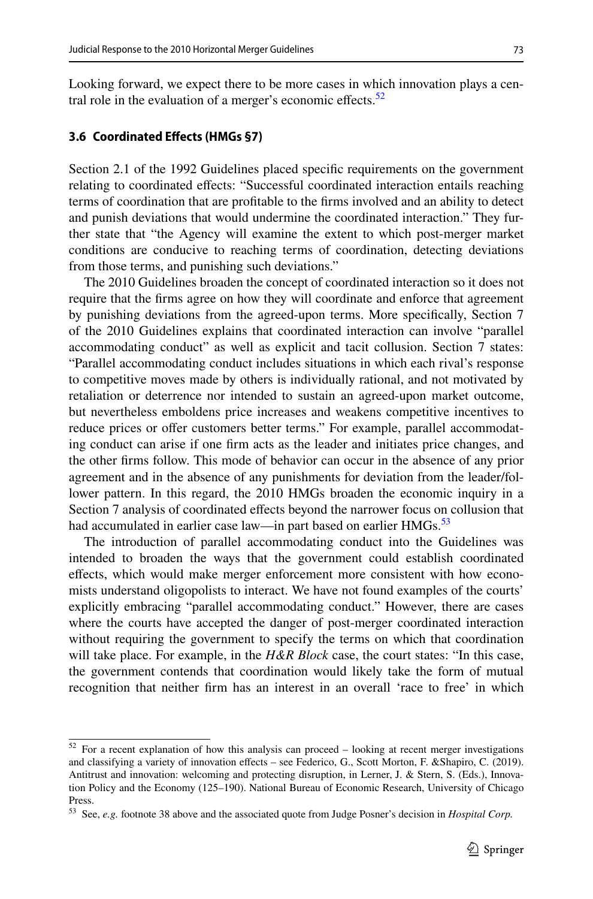Looking forward, we expect there to be more cases in which innovation plays a central role in the evaluation of a merger's economic effects.[52]

### 3.6 Coordinated Effects (HMGs §7)

Section 2.1 of the 1992 Guidelines placed specific requirements on the government relating to coordinated effects: "Successful coordinated interaction entails reaching terms of coordination that are profitable to the firms involved and an ability to detect and punish deviations that would undermine the coordinated interaction." They further state that "the Agency will examine the extent to which post-merger market conditions are conducive to reaching terms of coordination, detecting deviations from those terms, and punishing such deviations."

The 2010 Guidelines broaden the concept of coordinated interaction so it does not require that the firms agree on how they will coordinate and enforce that agreement by punishing deviations from the agreed-upon terms. More specifically, Section 7 of the 2010 Guidelines explains that coordinated interaction can involve "parallel accommodating conduct" as well as explicit and tacit collusion. Section 7 states: "Parallel accommodating conduct includes situations in which each rival's response to competitive moves made by others is individually rational, and not motivated by retaliation or deterrence nor intended to sustain an agreed-upon market outcome, but nevertheless emboldens price increases and weakens competitive incentives to reduce prices or offer customers better terms." For example, parallel accommodating conduct can arise if one firm acts as the leader and initiates price changes, and the other firms follow. This mode of behavior can occur in the absence of any prior agreement and in the absence of any punishments for deviation from the leader/follower pattern. In this regard, the 2010 HMGs broaden the economic inquiry in a Section 7 analysis of coordinated effects beyond the narrower focus on collusion that had accumulated in earlier case law—in part based on earlier HMGs.[53]

The introduction of parallel accommodating conduct into the Guidelines was intended to broaden the ways that the government could establish coordinated effects, which would make merger enforcement more consistent with how economists understand oligopolists to interact. We have not found examples of the courts' explicitly embracing "parallel accommodating conduct." However, there are cases where the courts have accepted the danger of post-merger coordinated interaction without requiring the government to specify the terms on which that coordination will take place. For example, in the *H&R Block* case, the court states: "In this case, the government contends that coordination would likely take the form of mutual recognition that neither firm has an interest in an overall 'race to free' in which

---

[52] For a recent explanation of how this analysis can proceed – looking at recent merger investigations and classifying a variety of innovation effects – see Federico, G., Scott Morton, F. &Shapiro, C. (2019). Antitrust and innovation: welcoming and protecting disruption, in Lerner, J. & Stern, S. (Eds.), Innovation Policy and the Economy (125–190). National Bureau of Economic Research, University of Chicago Press.

[53] See, *e.g.* footnote 38 above and the associated quote from Judge Posner's decision in *Hospital Corp.*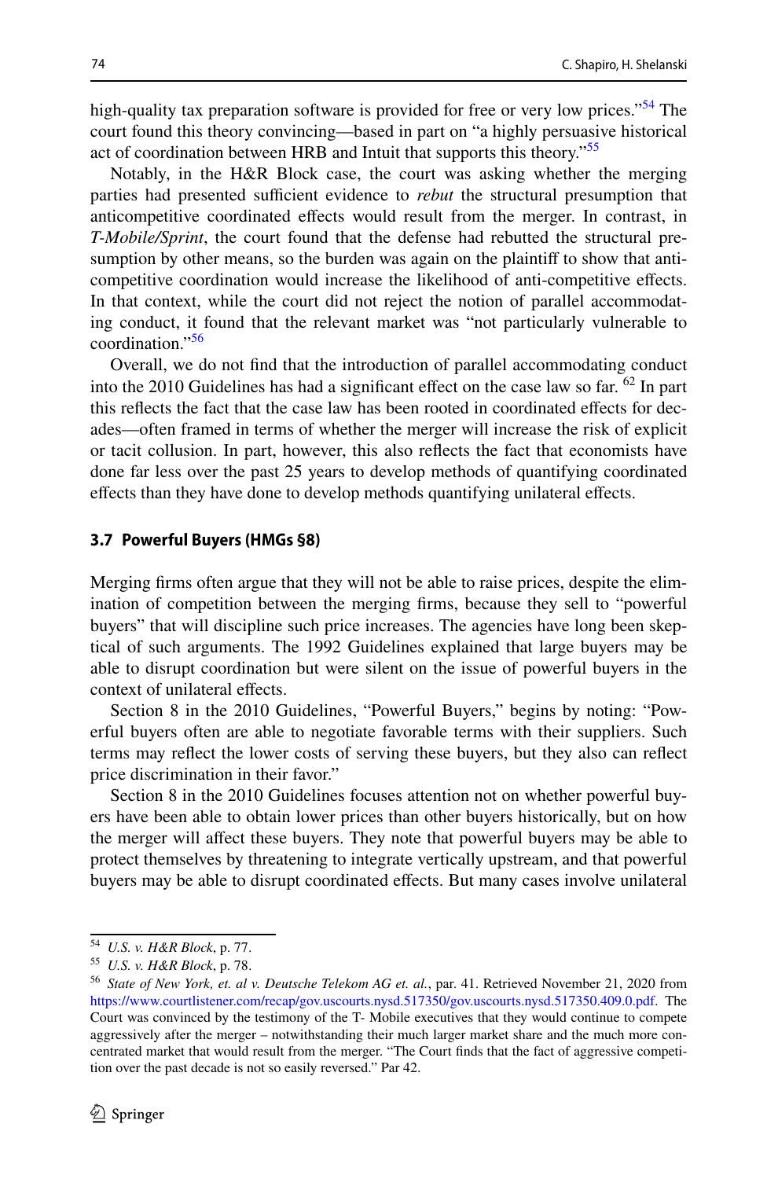high-quality tax preparation software is provided for free or very low prices."[54] The court found this theory convincing—based in part on "a highly persuasive historical act of coordination between HRB and Intuit that supports this theory."[55]

Notably, in the H&R Block case, the court was asking whether the merging parties had presented sufficient evidence to *rebut* the structural presumption that anticompetitive coordinated effects would result from the merger. In contrast, in *T-Mobile/Sprint*, the court found that the defense had rebutted the structural presumption by other means, so the burden was again on the plaintiff to show that anti-competitive coordination would increase the likelihood of anti-competitive effects. In that context, while the court did not reject the notion of parallel accommodating conduct, it found that the relevant market was "not particularly vulnerable to coordination."[56]

Overall, we do not find that the introduction of parallel accommodating conduct into the 2010 Guidelines has had a significant effect on the case law so far. [62] In part this reflects the fact that the case law has been rooted in coordinated effects for decades—often framed in terms of whether the merger will increase the risk of explicit or tacit collusion. In part, however, this also reflects the fact that economists have done far less over the past 25 years to develop methods of quantifying coordinated effects than they have done to develop methods quantifying unilateral effects.

### 3.7 Powerful Buyers (HMGs §8)

Merging firms often argue that they will not be able to raise prices, despite the elimination of competition between the merging firms, because they sell to "powerful buyers" that will discipline such price increases. The agencies have long been skeptical of such arguments. The 1992 Guidelines explained that large buyers may be able to disrupt coordination but were silent on the issue of powerful buyers in the context of unilateral effects.

Section 8 in the 2010 Guidelines, "Powerful Buyers," begins by noting: "Powerful buyers often are able to negotiate favorable terms with their suppliers. Such terms may reflect the lower costs of serving these buyers, but they also can reflect price discrimination in their favor."

Section 8 in the 2010 Guidelines focuses attention not on whether powerful buyers have been able to obtain lower prices than other buyers historically, but on how the merger will affect these buyers. They note that powerful buyers may be able to protect themselves by threatening to integrate vertically upstream, and that powerful buyers may be able to disrupt coordinated effects. But many cases involve unilateral

---

[54] *U.S. v. H&R Block*, p. 77.

[55] *U.S. v. H&R Block*, p. 78.

[56] *State of New York, et. al v. Deutsche Telekom AG et. al.*, par. 41. Retrieved November 21, 2020 from https://www.courtlistener.com/recap/gov.uscourts.nysd.517350/gov.uscourts.nysd.517350.409.0.pdf. The Court was convinced by the testimony of the T- Mobile executives that they would continue to compete aggressively after the merger – notwithstanding their much larger market share and the much more concentrated market that would result from the merger. "The Court finds that the fact of aggressive competition over the past decade is not so easily reversed." Par 42.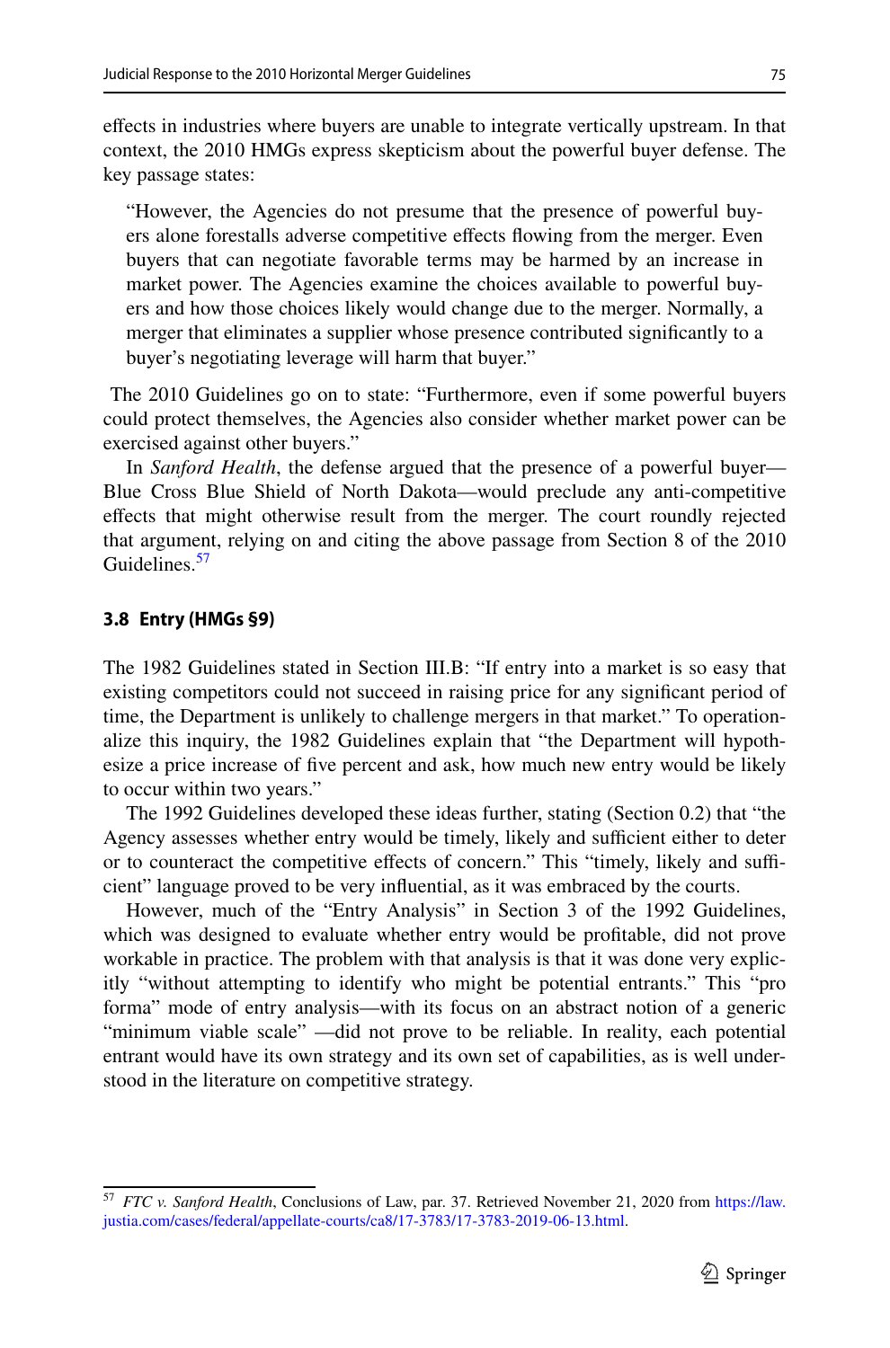effects in industries where buyers are unable to integrate vertically upstream. In that context, the 2010 HMGs express skepticism about the powerful buyer defense. The key passage states:

> "However, the Agencies do not presume that the presence of powerful buyers alone forestalls adverse competitive effects flowing from the merger. Even buyers that can negotiate favorable terms may be harmed by an increase in market power. The Agencies examine the choices available to powerful buyers and how those choices likely would change due to the merger. Normally, a merger that eliminates a supplier whose presence contributed significantly to a buyer's negotiating leverage will harm that buyer."

The 2010 Guidelines go on to state: "Furthermore, even if some powerful buyers could protect themselves, the Agencies also consider whether market power can be exercised against other buyers."

In *Sanford Health*, the defense argued that the presence of a powerful buyer—Blue Cross Blue Shield of North Dakota—would preclude any anti-competitive effects that might otherwise result from the merger. The court roundly rejected that argument, relying on and citing the above passage from Section 8 of the 2010 Guidelines.[57]

### 3.8 Entry (HMGs §9)

The 1982 Guidelines stated in Section III.B: "If entry into a market is so easy that existing competitors could not succeed in raising price for any significant period of time, the Department is unlikely to challenge mergers in that market." To operationalize this inquiry, the 1982 Guidelines explain that "the Department will hypothesize a price increase of five percent and ask, how much new entry would be likely to occur within two years."

The 1992 Guidelines developed these ideas further, stating (Section 0.2) that "the Agency assesses whether entry would be timely, likely and sufficient either to deter or to counteract the competitive effects of concern." This "timely, likely and sufficient" language proved to be very influential, as it was embraced by the courts.

However, much of the "Entry Analysis" in Section 3 of the 1992 Guidelines, which was designed to evaluate whether entry would be profitable, did not prove workable in practice. The problem with that analysis is that it was done very explicitly "without attempting to identify who might be potential entrants." This "pro forma" mode of entry analysis—with its focus on an abstract notion of a generic "minimum viable scale" —did not prove to be reliable. In reality, each potential entrant would have its own strategy and its own set of capabilities, as is well understood in the literature on competitive strategy.

---

[57] *FTC v. Sanford Health*, Conclusions of Law, par. 37. Retrieved November 21, 2020 from https://law.justia.com/cases/federal/appellate-courts/ca8/17-3783/17-3783-2019-06-13.html.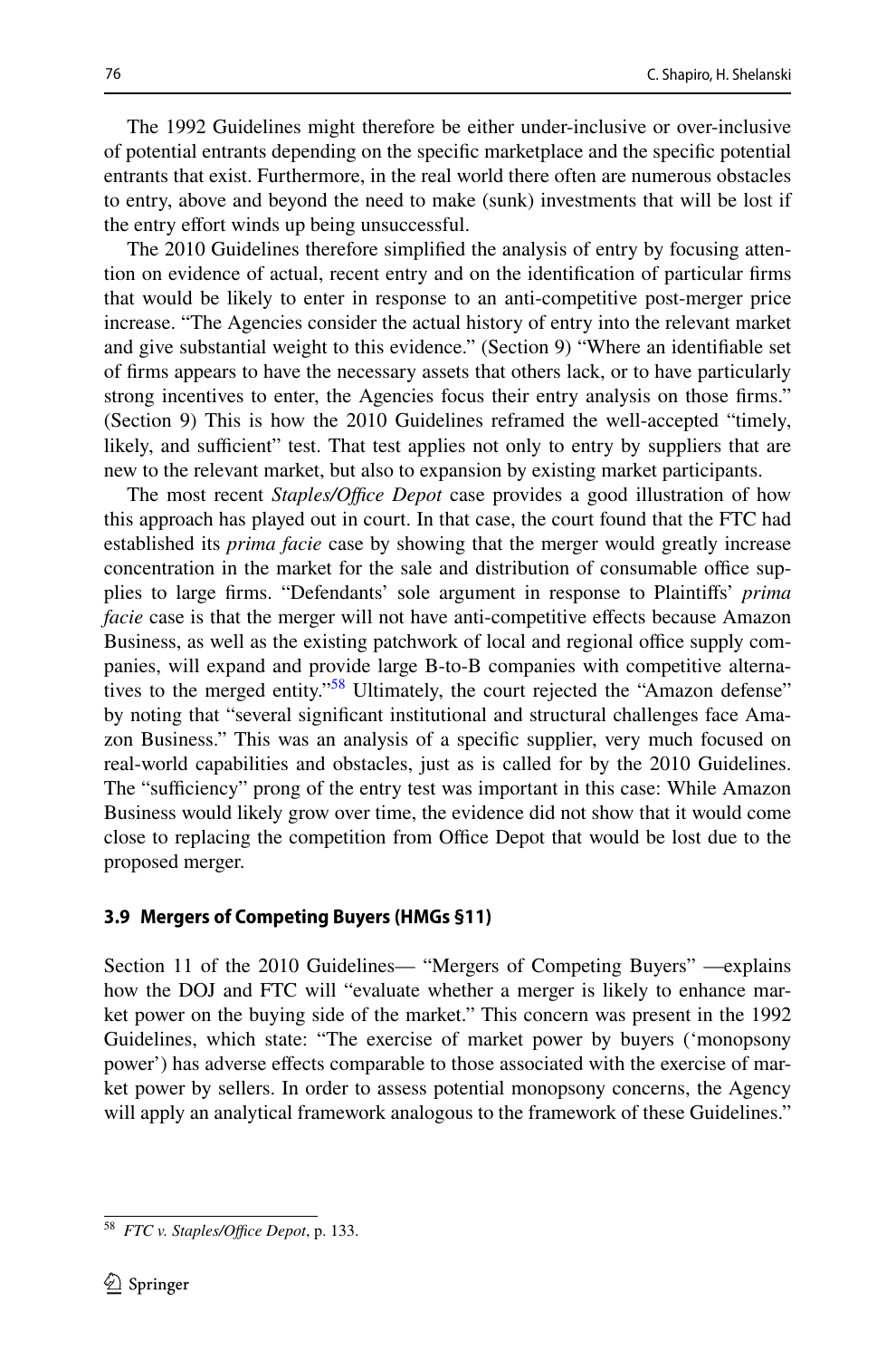The 1992 Guidelines might therefore be either under-inclusive or over-inclusive of potential entrants depending on the specific marketplace and the specific potential entrants that exist. Furthermore, in the real world there often are numerous obstacles to entry, above and beyond the need to make (sunk) investments that will be lost if the entry effort winds up being unsuccessful.

The 2010 Guidelines therefore simplified the analysis of entry by focusing attention on evidence of actual, recent entry and on the identification of particular firms that would be likely to enter in response to an anti-competitive post-merger price increase. "The Agencies consider the actual history of entry into the relevant market and give substantial weight to this evidence." (Section 9) "Where an identifiable set of firms appears to have the necessary assets that others lack, or to have particularly strong incentives to enter, the Agencies focus their entry analysis on those firms." (Section 9) This is how the 2010 Guidelines reframed the well-accepted "timely, likely, and sufficient" test. That test applies not only to entry by suppliers that are new to the relevant market, but also to expansion by existing market participants.

The most recent *Staples/Office Depot* case provides a good illustration of how this approach has played out in court. In that case, the court found that the FTC had established its *prima facie* case by showing that the merger would greatly increase concentration in the market for the sale and distribution of consumable office supplies to large firms. "Defendants' sole argument in response to Plaintiffs' *prima facie* case is that the merger will not have anti-competitive effects because Amazon Business, as well as the existing patchwork of local and regional office supply companies, will expand and provide large B-to-B companies with competitive alternatives to the merged entity."[58] Ultimately, the court rejected the "Amazon defense" by noting that "several significant institutional and structural challenges face Amazon Business." This was an analysis of a specific supplier, very much focused on real-world capabilities and obstacles, just as is called for by the 2010 Guidelines. The "sufficiency" prong of the entry test was important in this case: While Amazon Business would likely grow over time, the evidence did not show that it would come close to replacing the competition from Office Depot that would be lost due to the proposed merger.

### 3.9 Mergers of Competing Buyers (HMGs §11)

Section 11 of the 2010 Guidelines— "Mergers of Competing Buyers" —explains how the DOJ and FTC will "evaluate whether a merger is likely to enhance market power on the buying side of the market." This concern was present in the 1992 Guidelines, which state: "The exercise of market power by buyers ('monopsony power') has adverse effects comparable to those associated with the exercise of market power by sellers. In order to assess potential monopsony concerns, the Agency will apply an analytical framework analogous to the framework of these Guidelines."

---

[58] *FTC v. Staples/Office Depot*, p. 133.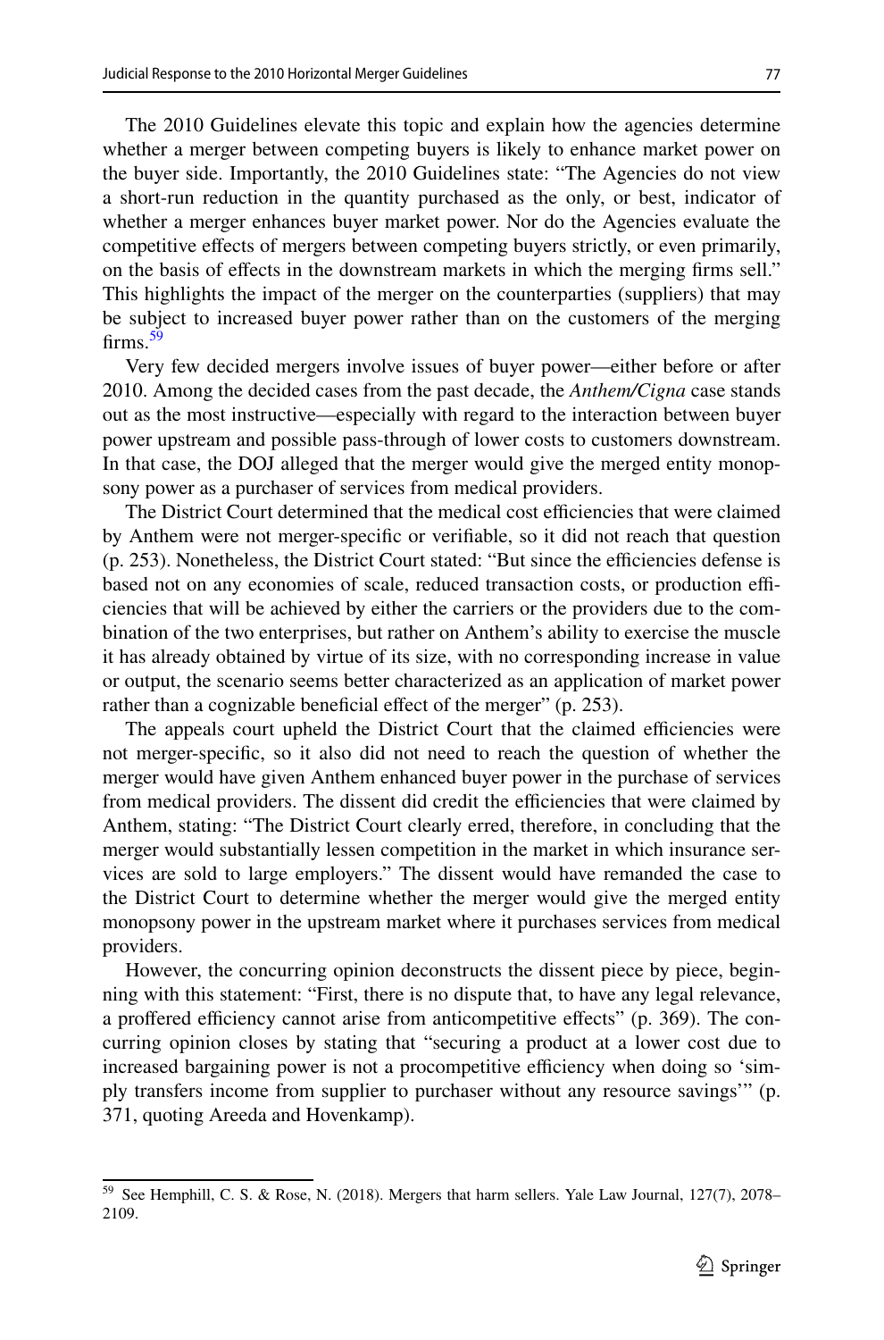The 2010 Guidelines elevate this topic and explain how the agencies determine whether a merger between competing buyers is likely to enhance market power on the buyer side. Importantly, the 2010 Guidelines state: "The Agencies do not view a short-run reduction in the quantity purchased as the only, or best, indicator of whether a merger enhances buyer market power. Nor do the Agencies evaluate the competitive effects of mergers between competing buyers strictly, or even primarily, on the basis of effects in the downstream markets in which the merging firms sell." This highlights the impact of the merger on the counterparties (suppliers) that may be subject to increased buyer power rather than on the customers of the merging firms.[59]

Very few decided mergers involve issues of buyer power—either before or after 2010. Among the decided cases from the past decade, the *Anthem/Cigna* case stands out as the most instructive—especially with regard to the interaction between buyer power upstream and possible pass-through of lower costs to customers downstream. In that case, the DOJ alleged that the merger would give the merged entity monopsony power as a purchaser of services from medical providers.

The District Court determined that the medical cost efficiencies that were claimed by Anthem were not merger-specific or verifiable, so it did not reach that question (p. 253). Nonetheless, the District Court stated: "But since the efficiencies defense is based not on any economies of scale, reduced transaction costs, or production efficiencies that will be achieved by either the carriers or the providers due to the combination of the two enterprises, but rather on Anthem's ability to exercise the muscle it has already obtained by virtue of its size, with no corresponding increase in value or output, the scenario seems better characterized as an application of market power rather than a cognizable beneficial effect of the merger" (p. 253).

The appeals court upheld the District Court that the claimed efficiencies were not merger-specific, so it also did not need to reach the question of whether the merger would have given Anthem enhanced buyer power in the purchase of services from medical providers. The dissent did credit the efficiencies that were claimed by Anthem, stating: "The District Court clearly erred, therefore, in concluding that the merger would substantially lessen competition in the market in which insurance services are sold to large employers." The dissent would have remanded the case to the District Court to determine whether the merger would give the merged entity monopsony power in the upstream market where it purchases services from medical providers.

However, the concurring opinion deconstructs the dissent piece by piece, beginning with this statement: "First, there is no dispute that, to have any legal relevance, a proffered efficiency cannot arise from anticompetitive effects" (p. 369). The concurring opinion closes by stating that "securing a product at a lower cost due to increased bargaining power is not a procompetitive efficiency when doing so 'simply transfers income from supplier to purchaser without any resource savings'" (p. 371, quoting Areeda and Hovenkamp).

---

[59] See Hemphill, C. S. & Rose, N. (2018). Mergers that harm sellers. Yale Law Journal, 127(7), 2078–2109.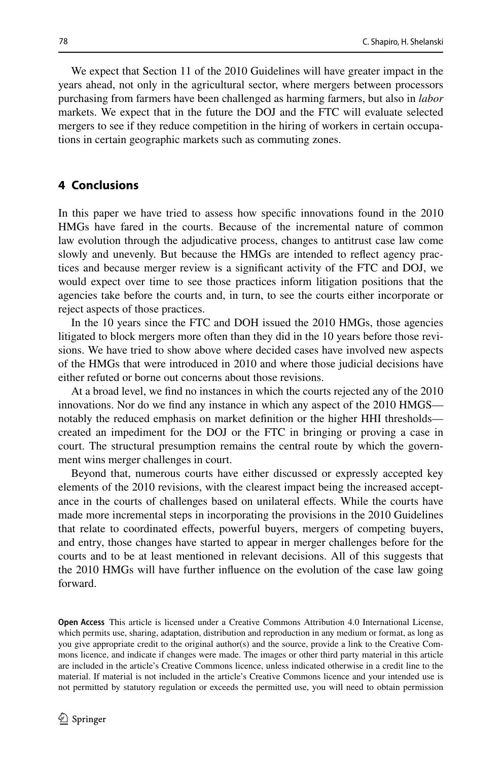We expect that Section 11 of the 2010 Guidelines will have greater impact in the years ahead, not only in the agricultural sector, where mergers between processors purchasing from farmers have been challenged as harming farmers, but also in *labor* markets. We expect that in the future the DOJ and the FTC will evaluate selected mergers to see if they reduce competition in the hiring of workers in certain occupations in certain geographic markets such as commuting zones.

## 4 Conclusions

In this paper we have tried to assess how specific innovations found in the 2010 HMGs have fared in the courts. Because of the incremental nature of common law evolution through the adjudicative process, changes to antitrust case law come slowly and unevenly. But because the HMGs are intended to reflect agency practices and because merger review is a significant activity of the FTC and DOJ, we would expect over time to see those practices inform litigation positions that the agencies take before the courts and, in turn, to see the courts either incorporate or reject aspects of those practices.

In the 10 years since the FTC and DOH issued the 2010 HMGs, those agencies litigated to block mergers more often than they did in the 10 years before those revisions. We have tried to show above where decided cases have involved new aspects of the HMGs that were introduced in 2010 and where those judicial decisions have either refuted or borne out concerns about those revisions.

At a broad level, we find no instances in which the courts rejected any of the 2010 innovations. Nor do we find any instance in which any aspect of the 2010 HMGS—notably the reduced emphasis on market definition or the higher HHI thresholds—created an impediment for the DOJ or the FTC in bringing or proving a case in court. The structural presumption remains the central route by which the government wins merger challenges in court.

Beyond that, numerous courts have either discussed or expressly accepted key elements of the 2010 revisions, with the clearest impact being the increased acceptance in the courts of challenges based on unilateral effects. While the courts have made more incremental steps in incorporating the provisions in the 2010 Guidelines that relate to coordinated effects, powerful buyers, mergers of competing buyers, and entry, those changes have started to appear in merger challenges before for the courts and to be at least mentioned in relevant decisions. All of this suggests that the 2010 HMGs will have further influence on the evolution of the case law going forward.

**Open Access** This article is licensed under a Creative Commons Attribution 4.0 International License, which permits use, sharing, adaptation, distribution and reproduction in any medium or format, as long as you give appropriate credit to the original author(s) and the source, provide a link to the Creative Commons licence, and indicate if changes were made. The images or other third party material in this article are included in the article's Creative Commons licence, unless indicated otherwise in a credit line to the material. If material is not included in the article's Creative Commons licence and your intended use is not permitted by statutory regulation or exceeds the permitted use, you will need to obtain permission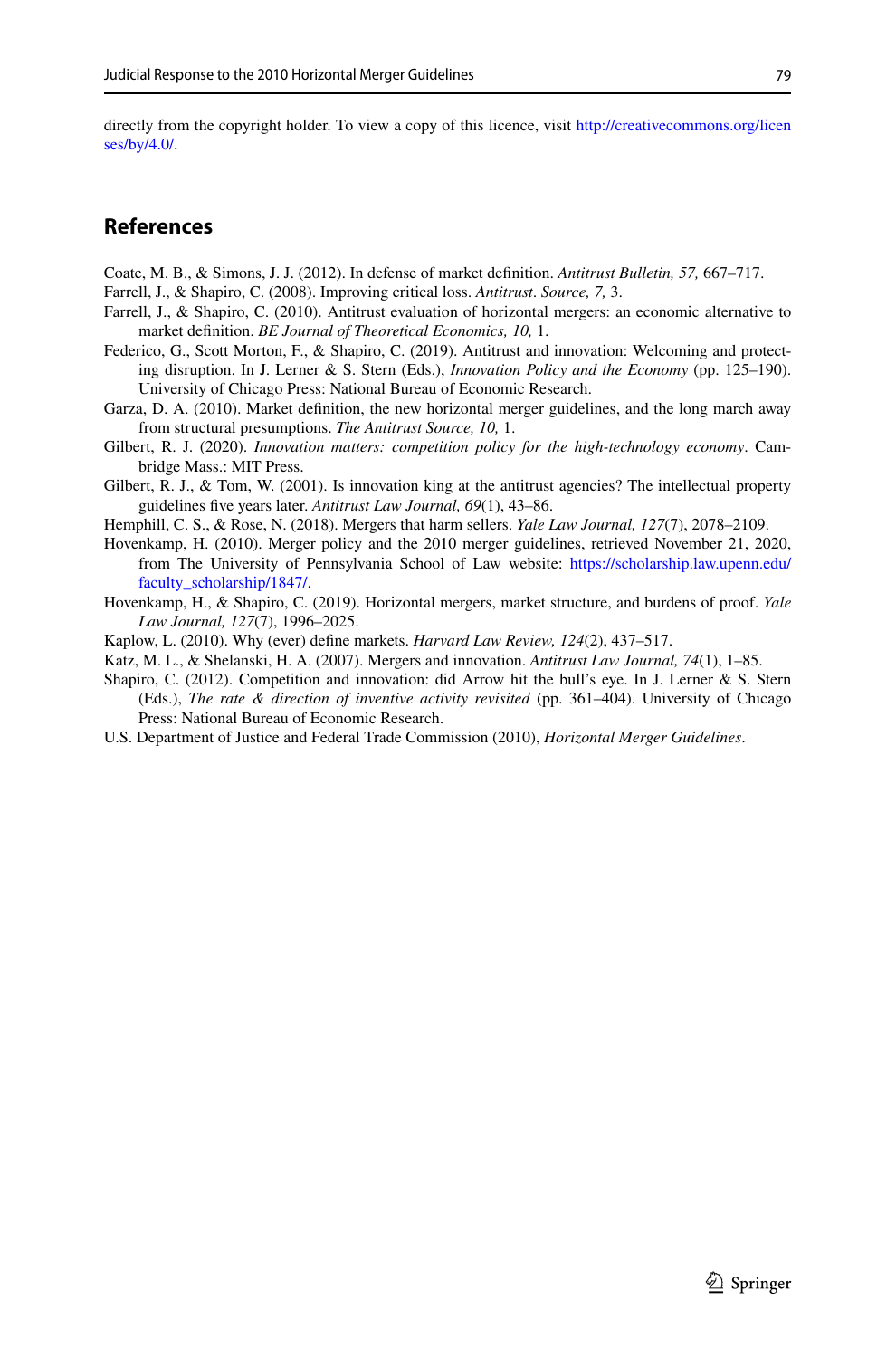directly from the copyright holder. To view a copy of this licence, visit http://creativecommons.org/licenses/by/4.0/.

## References

Coate, M. B., & Simons, J. J. (2012). In defense of market definition. *Antitrust Bulletin, 57,* 667–717.

Farrell, J., & Shapiro, C. (2008). Improving critical loss. *Antitrust. Source, 7,* 3.

Farrell, J., & Shapiro, C. (2010). Antitrust evaluation of horizontal mergers: an economic alternative to market definition. *BE Journal of Theoretical Economics, 10,* 1.

Federico, G., Scott Morton, F., & Shapiro, C. (2019). Antitrust and innovation: Welcoming and protecting disruption. In J. Lerner & S. Stern (Eds.), *Innovation Policy and the Economy* (pp. 125–190). University of Chicago Press: National Bureau of Economic Research.

Garza, D. A. (2010). Market definition, the new horizontal merger guidelines, and the long march away from structural presumptions. *The Antitrust Source, 10,* 1.

Gilbert, R. J. (2020). *Innovation matters: competition policy for the high-technology economy*. Cambridge Mass.: MIT Press.

Gilbert, R. J., & Tom, W. (2001). Is innovation king at the antitrust agencies? The intellectual property guidelines five years later. *Antitrust Law Journal, 69*(1), 43–86.

Hemphill, C. S., & Rose, N. (2018). Mergers that harm sellers. *Yale Law Journal, 127*(7), 2078–2109.

Hovenkamp, H. (2010). Merger policy and the 2010 merger guidelines, retrieved November 21, 2020, from The University of Pennsylvania School of Law website: https://scholarship.law.upenn.edu/faculty_scholarship/1847/.

Hovenkamp, H., & Shapiro, C. (2019). Horizontal mergers, market structure, and burdens of proof. *Yale Law Journal, 127*(7), 1996–2025.

Kaplow, L. (2010). Why (ever) define markets. *Harvard Law Review, 124*(2), 437–517.

Katz, M. L., & Shelanski, H. A. (2007). Mergers and innovation. *Antitrust Law Journal, 74*(1), 1–85.

Shapiro, C. (2012). Competition and innovation: did Arrow hit the bull's eye. In J. Lerner & S. Stern (Eds.), *The rate & direction of inventive activity revisited* (pp. 361–404). University of Chicago Press: National Bureau of Economic Research.

U.S. Department of Justice and Federal Trade Commission (2010), *Horizontal Merger Guidelines*.